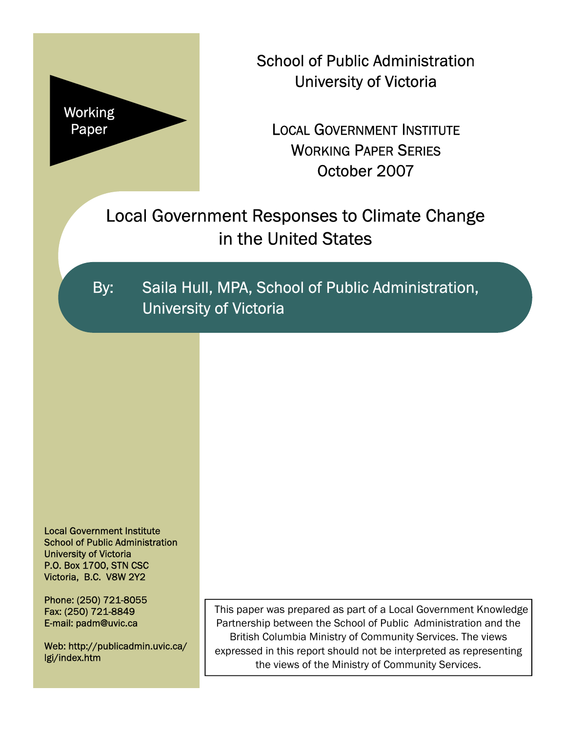Working Paper

School of Public Administration
University of Victoria

LOCAL GOVERNMENT INSTITUTE
WORKING PAPER SERIES
October 2007

# Local Government Responses to Climate Change in the United States

By: Saila Hull, MPA, School of Public Administration, University of Victoria

Local Government Institute
School of Public Administration
University of Victoria
P.O. Box 1700, STN CSC
Victoria, B.C. V8W 2Y2

Phone: (250) 721-8055
Fax: (250) 721-8849
E-mail: padm@uvic.ca

Web: http://publicadmin.uvic.ca/lgi/index.htm

This paper was prepared as part of a Local Government Knowledge Partnership between the School of Public Administration and the British Columbia Ministry of Community Services. The views expressed in this report should not be interpreted as representing the views of the Ministry of Community Services.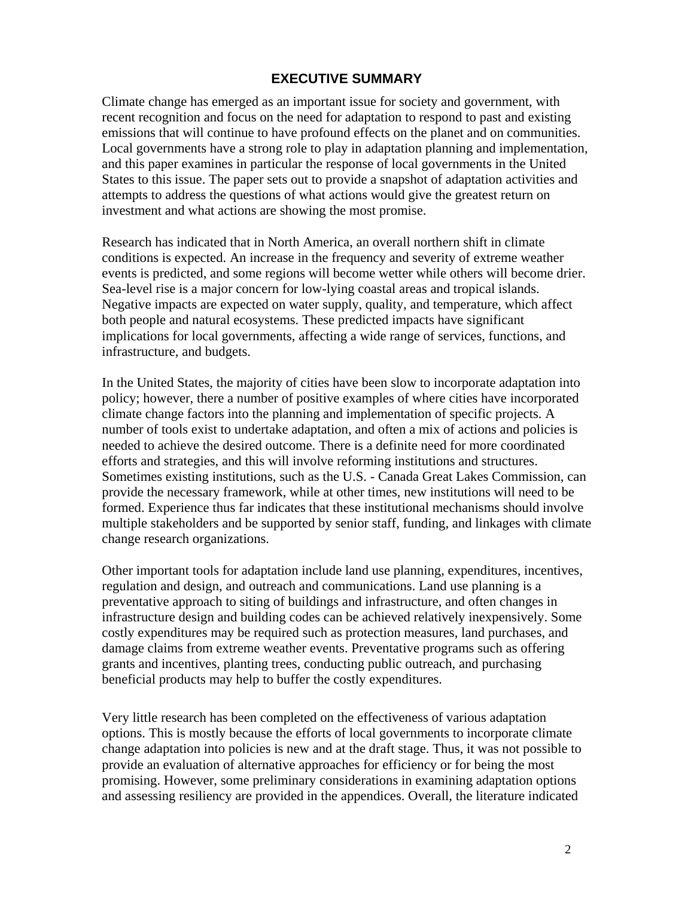# EXECUTIVE SUMMARY

Climate change has emerged as an important issue for society and government, with recent recognition and focus on the need for adaptation to respond to past and existing emissions that will continue to have profound effects on the planet and on communities. Local governments have a strong role to play in adaptation planning and implementation, and this paper examines in particular the response of local governments in the United States to this issue. The paper sets out to provide a snapshot of adaptation activities and attempts to address the questions of what actions would give the greatest return on investment and what actions are showing the most promise.

Research has indicated that in North America, an overall northern shift in climate conditions is expected. An increase in the frequency and severity of extreme weather events is predicted, and some regions will become wetter while others will become drier. Sea-level rise is a major concern for low-lying coastal areas and tropical islands. Negative impacts are expected on water supply, quality, and temperature, which affect both people and natural ecosystems. These predicted impacts have significant implications for local governments, affecting a wide range of services, functions, and infrastructure, and budgets.

In the United States, the majority of cities have been slow to incorporate adaptation into policy; however, there a number of positive examples of where cities have incorporated climate change factors into the planning and implementation of specific projects. A number of tools exist to undertake adaptation, and often a mix of actions and policies is needed to achieve the desired outcome. There is a definite need for more coordinated efforts and strategies, and this will involve reforming institutions and structures. Sometimes existing institutions, such as the U.S. - Canada Great Lakes Commission, can provide the necessary framework, while at other times, new institutions will need to be formed. Experience thus far indicates that these institutional mechanisms should involve multiple stakeholders and be supported by senior staff, funding, and linkages with climate change research organizations.

Other important tools for adaptation include land use planning, expenditures, incentives, regulation and design, and outreach and communications. Land use planning is a preventative approach to siting of buildings and infrastructure, and often changes in infrastructure design and building codes can be achieved relatively inexpensively. Some costly expenditures may be required such as protection measures, land purchases, and damage claims from extreme weather events. Preventative programs such as offering grants and incentives, planting trees, conducting public outreach, and purchasing beneficial products may help to buffer the costly expenditures.

Very little research has been completed on the effectiveness of various adaptation options. This is mostly because the efforts of local governments to incorporate climate change adaptation into policies is new and at the draft stage. Thus, it was not possible to provide an evaluation of alternative approaches for efficiency or for being the most promising. However, some preliminary considerations in examining adaptation options and assessing resiliency are provided in the appendices. Overall, the literature indicated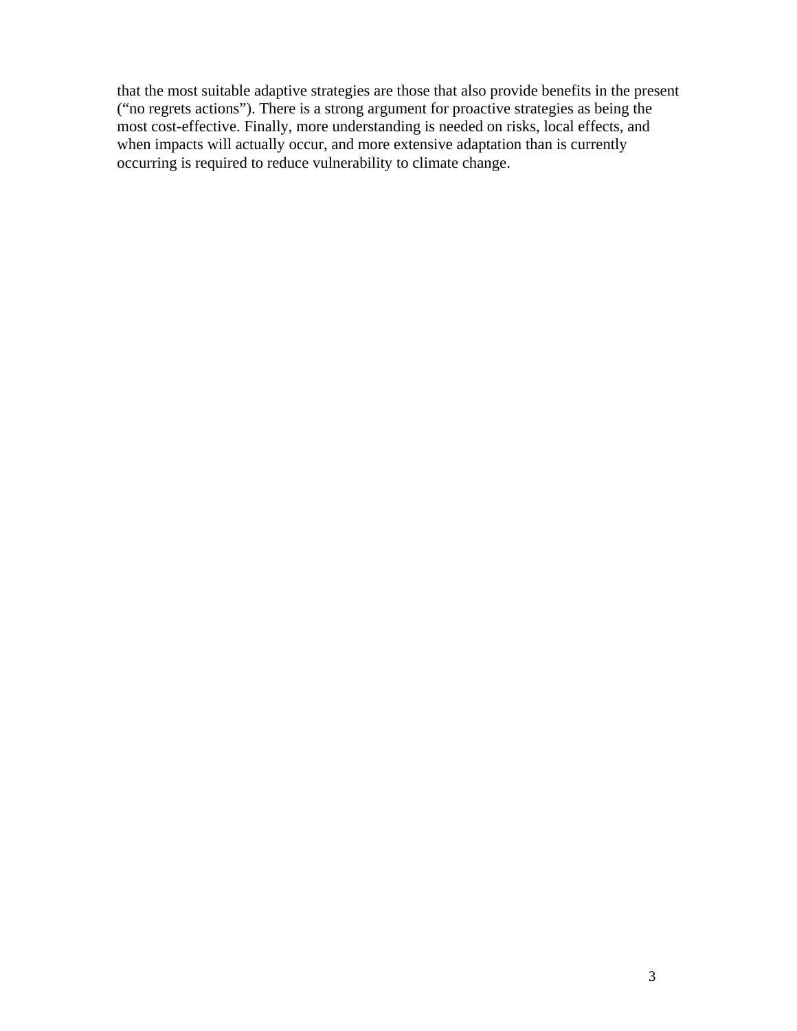that the most suitable adaptive strategies are those that also provide benefits in the present ("no regrets actions"). There is a strong argument for proactive strategies as being the most cost-effective. Finally, more understanding is needed on risks, local effects, and when impacts will actually occur, and more extensive adaptation than is currently occurring is required to reduce vulnerability to climate change.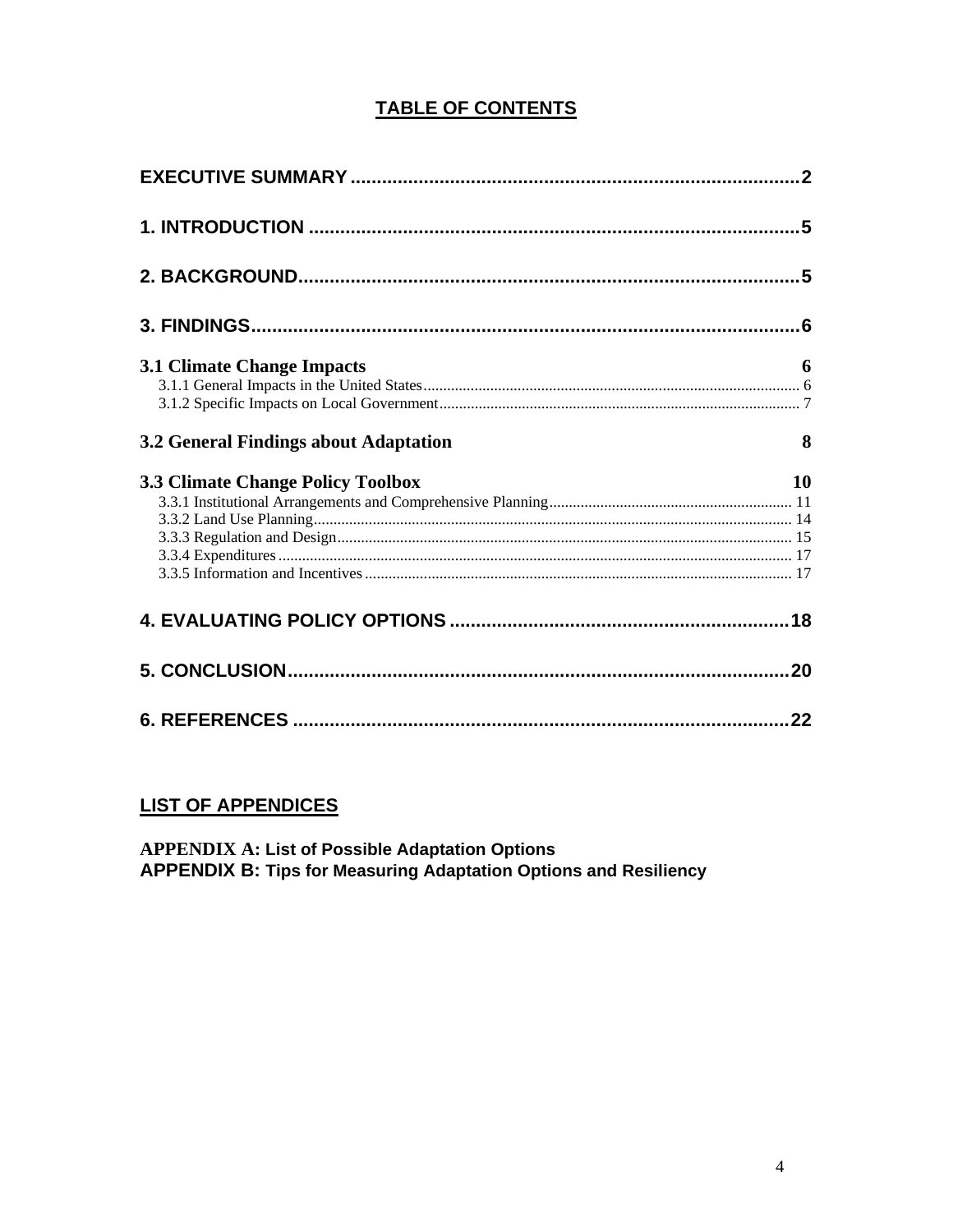# TABLE OF CONTENTS

**EXECUTIVE SUMMARY** ..... 2

**1. INTRODUCTION** ..... 5

**2. BACKGROUND** ..... 5

**3. FINDINGS** ..... 6

**3.1 Climate Change Impacts** ..... 6

- 3.1.1 General Impacts in the United States ..... 6
- 3.1.2 Specific Impacts on Local Government ..... 7

**3.2 General Findings about Adaptation** ..... 8

**3.3 Climate Change Policy Toolbox** ..... 10

- 3.3.1 Institutional Arrangements and Comprehensive Planning ..... 11
- 3.3.2 Land Use Planning ..... 14
- 3.3.3 Regulation and Design ..... 15
- 3.3.4 Expenditures ..... 17
- 3.3.5 Information and Incentives ..... 17

**4. EVALUATING POLICY OPTIONS** ..... 18

**5. CONCLUSION** ..... 20

**6. REFERENCES** ..... 22

## LIST OF APPENDICES

**APPENDIX A: List of Possible Adaptation Options**
**APPENDIX B: Tips for Measuring Adaptation Options and Resiliency**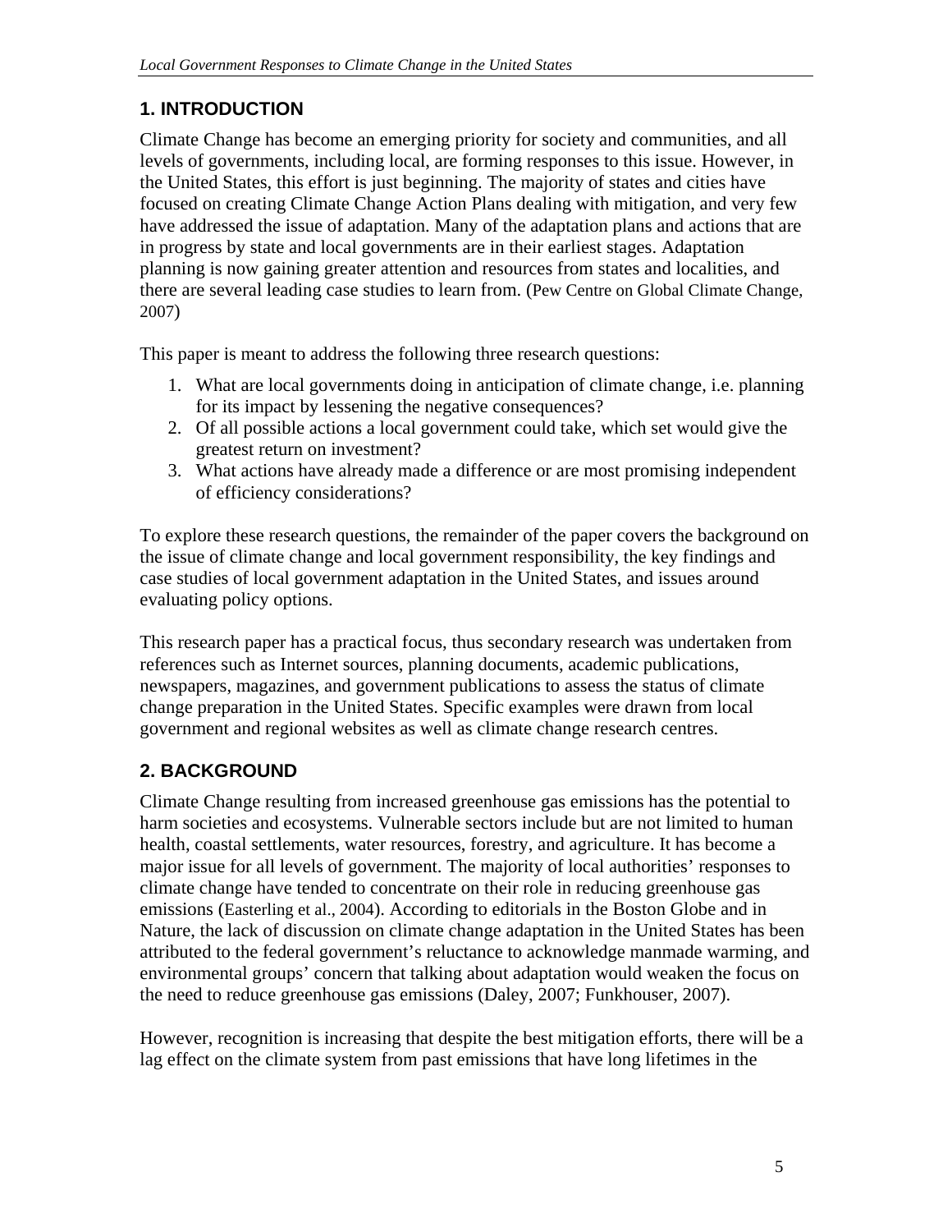## 1. INTRODUCTION

Climate Change has become an emerging priority for society and communities, and all levels of governments, including local, are forming responses to this issue. However, in the United States, this effort is just beginning. The majority of states and cities have focused on creating Climate Change Action Plans dealing with mitigation, and very few have addressed the issue of adaptation. Many of the adaptation plans and actions that are in progress by state and local governments are in their earliest stages. Adaptation planning is now gaining greater attention and resources from states and localities, and there are several leading case studies to learn from. (Pew Centre on Global Climate Change, 2007)

This paper is meant to address the following three research questions:

1. What are local governments doing in anticipation of climate change, i.e. planning for its impact by lessening the negative consequences?
2. Of all possible actions a local government could take, which set would give the greatest return on investment?
3. What actions have already made a difference or are most promising independent of efficiency considerations?

To explore these research questions, the remainder of the paper covers the background on the issue of climate change and local government responsibility, the key findings and case studies of local government adaptation in the United States, and issues around evaluating policy options.

This research paper has a practical focus, thus secondary research was undertaken from references such as Internet sources, planning documents, academic publications, newspapers, magazines, and government publications to assess the status of climate change preparation in the United States. Specific examples were drawn from local government and regional websites as well as climate change research centres.

## 2. BACKGROUND

Climate Change resulting from increased greenhouse gas emissions has the potential to harm societies and ecosystems. Vulnerable sectors include but are not limited to human health, coastal settlements, water resources, forestry, and agriculture. It has become a major issue for all levels of government. The majority of local authorities' responses to climate change have tended to concentrate on their role in reducing greenhouse gas emissions (Easterling et al., 2004). According to editorials in the Boston Globe and in Nature, the lack of discussion on climate change adaptation in the United States has been attributed to the federal government's reluctance to acknowledge manmade warming, and environmental groups' concern that talking about adaptation would weaken the focus on the need to reduce greenhouse gas emissions (Daley, 2007; Funkhouser, 2007).

However, recognition is increasing that despite the best mitigation efforts, there will be a lag effect on the climate system from past emissions that have long lifetimes in the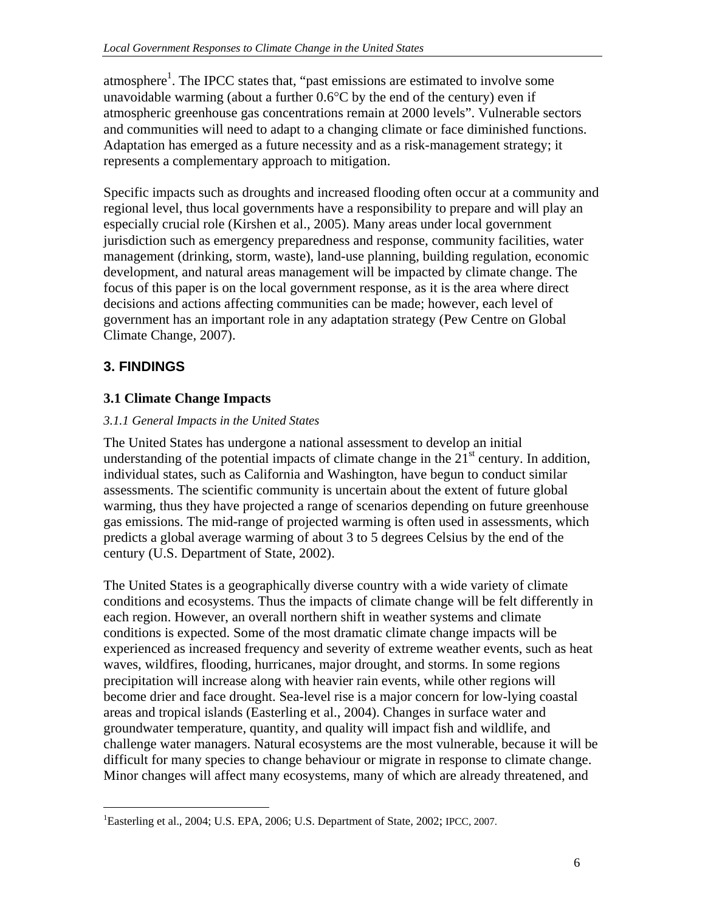atmosphere[1]. The IPCC states that, "past emissions are estimated to involve some unavoidable warming (about a further 0.6°C by the end of the century) even if atmospheric greenhouse gas concentrations remain at 2000 levels". Vulnerable sectors and communities will need to adapt to a changing climate or face diminished functions. Adaptation has emerged as a future necessity and as a risk-management strategy; it represents a complementary approach to mitigation.

Specific impacts such as droughts and increased flooding often occur at a community and regional level, thus local governments have a responsibility to prepare and will play an especially crucial role (Kirshen et al., 2005). Many areas under local government jurisdiction such as emergency preparedness and response, community facilities, water management (drinking, storm, waste), land-use planning, building regulation, economic development, and natural areas management will be impacted by climate change. The focus of this paper is on the local government response, as it is the area where direct decisions and actions affecting communities can be made; however, each level of government has an important role in any adaptation strategy (Pew Centre on Global Climate Change, 2007).

## 3. FINDINGS

### 3.1 Climate Change Impacts

*3.1.1 General Impacts in the United States*

The United States has undergone a national assessment to develop an initial understanding of the potential impacts of climate change in the 21st century. In addition, individual states, such as California and Washington, have begun to conduct similar assessments. The scientific community is uncertain about the extent of future global warming, thus they have projected a range of scenarios depending on future greenhouse gas emissions. The mid-range of projected warming is often used in assessments, which predicts a global average warming of about 3 to 5 degrees Celsius by the end of the century (U.S. Department of State, 2002).

The United States is a geographically diverse country with a wide variety of climate conditions and ecosystems. Thus the impacts of climate change will be felt differently in each region. However, an overall northern shift in weather systems and climate conditions is expected. Some of the most dramatic climate change impacts will be experienced as increased frequency and severity of extreme weather events, such as heat waves, wildfires, flooding, hurricanes, major drought, and storms. In some regions precipitation will increase along with heavier rain events, while other regions will become drier and face drought. Sea-level rise is a major concern for low-lying coastal areas and tropical islands (Easterling et al., 2004). Changes in surface water and groundwater temperature, quantity, and quality will impact fish and wildlife, and challenge water managers. Natural ecosystems are the most vulnerable, because it will be difficult for many species to change behaviour or migrate in response to climate change. Minor changes will affect many ecosystems, many of which are already threatened, and

[1] Easterling et al., 2004; U.S. EPA, 2006; U.S. Department of State, 2002; IPCC, 2007.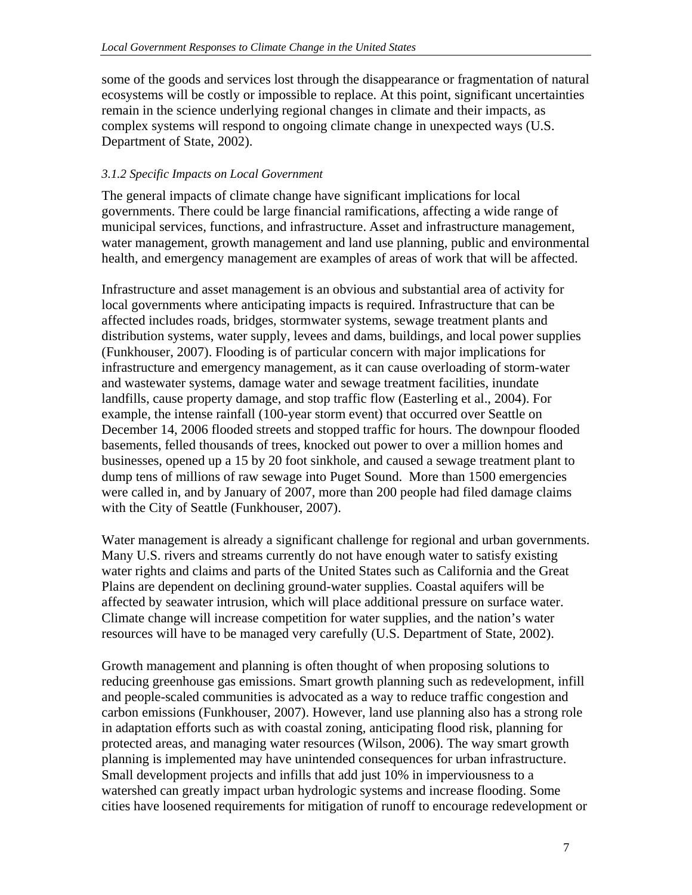some of the goods and services lost through the disappearance or fragmentation of natural ecosystems will be costly or impossible to replace. At this point, significant uncertainties remain in the science underlying regional changes in climate and their impacts, as complex systems will respond to ongoing climate change in unexpected ways (U.S. Department of State, 2002).

### *3.1.2 Specific Impacts on Local Government*

The general impacts of climate change have significant implications for local governments. There could be large financial ramifications, affecting a wide range of municipal services, functions, and infrastructure. Asset and infrastructure management, water management, growth management and land use planning, public and environmental health, and emergency management are examples of areas of work that will be affected.

Infrastructure and asset management is an obvious and substantial area of activity for local governments where anticipating impacts is required. Infrastructure that can be affected includes roads, bridges, stormwater systems, sewage treatment plants and distribution systems, water supply, levees and dams, buildings, and local power supplies (Funkhouser, 2007). Flooding is of particular concern with major implications for infrastructure and emergency management, as it can cause overloading of storm-water and wastewater systems, damage water and sewage treatment facilities, inundate landfills, cause property damage, and stop traffic flow (Easterling et al., 2004). For example, the intense rainfall (100-year storm event) that occurred over Seattle on December 14, 2006 flooded streets and stopped traffic for hours. The downpour flooded basements, felled thousands of trees, knocked out power to over a million homes and businesses, opened up a 15 by 20 foot sinkhole, and caused a sewage treatment plant to dump tens of millions of raw sewage into Puget Sound. More than 1500 emergencies were called in, and by January of 2007, more than 200 people had filed damage claims with the City of Seattle (Funkhouser, 2007).

Water management is already a significant challenge for regional and urban governments. Many U.S. rivers and streams currently do not have enough water to satisfy existing water rights and claims and parts of the United States such as California and the Great Plains are dependent on declining ground-water supplies. Coastal aquifers will be affected by seawater intrusion, which will place additional pressure on surface water. Climate change will increase competition for water supplies, and the nation's water resources will have to be managed very carefully (U.S. Department of State, 2002).

Growth management and planning is often thought of when proposing solutions to reducing greenhouse gas emissions. Smart growth planning such as redevelopment, infill and people-scaled communities is advocated as a way to reduce traffic congestion and carbon emissions (Funkhouser, 2007). However, land use planning also has a strong role in adaptation efforts such as with coastal zoning, anticipating flood risk, planning for protected areas, and managing water resources (Wilson, 2006). The way smart growth planning is implemented may have unintended consequences for urban infrastructure. Small development projects and infills that add just 10% in imperviousness to a watershed can greatly impact urban hydrologic systems and increase flooding. Some cities have loosened requirements for mitigation of runoff to encourage redevelopment or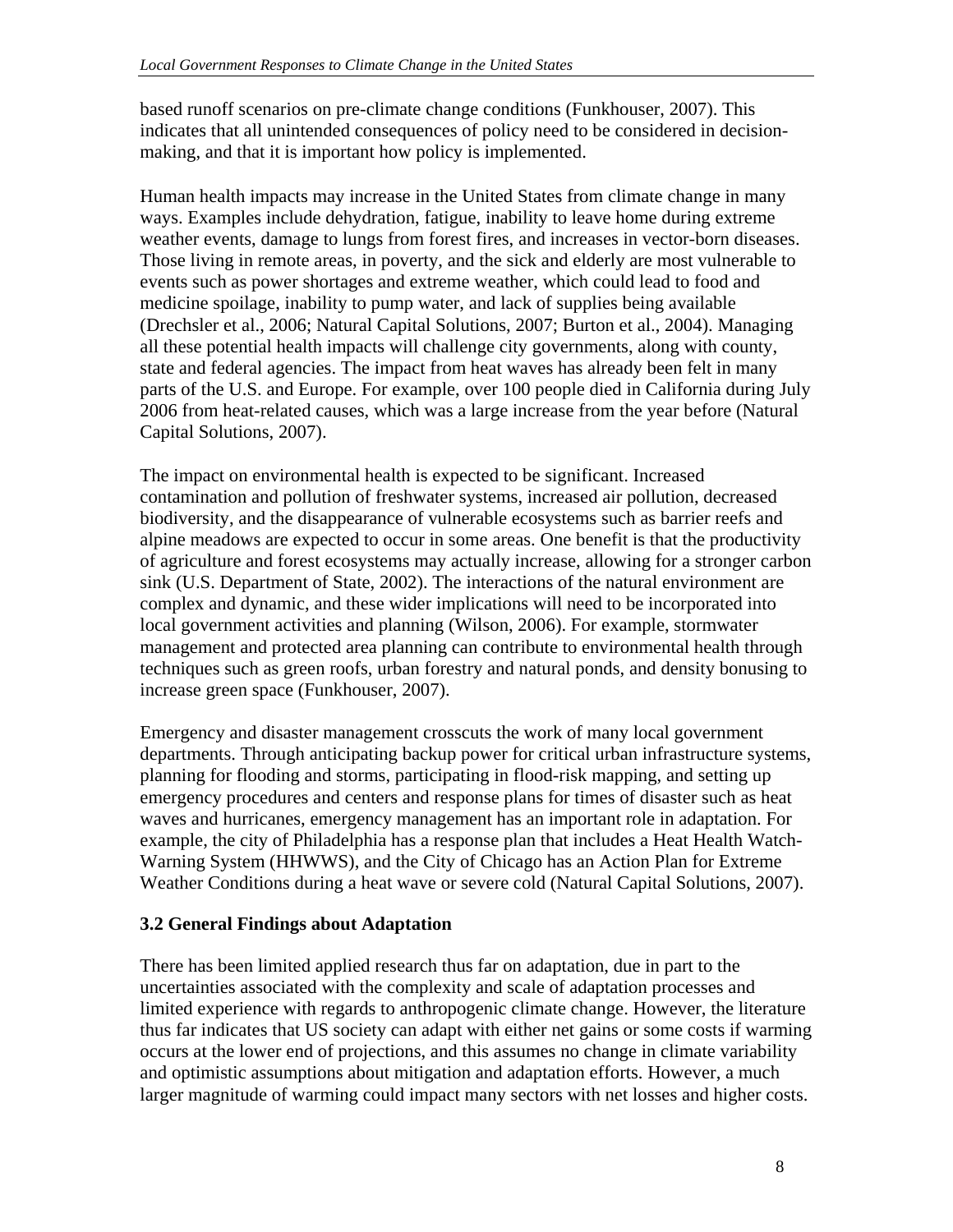based runoff scenarios on pre-climate change conditions (Funkhouser, 2007). This indicates that all unintended consequences of policy need to be considered in decision-making, and that it is important how policy is implemented.

Human health impacts may increase in the United States from climate change in many ways. Examples include dehydration, fatigue, inability to leave home during extreme weather events, damage to lungs from forest fires, and increases in vector-born diseases. Those living in remote areas, in poverty, and the sick and elderly are most vulnerable to events such as power shortages and extreme weather, which could lead to food and medicine spoilage, inability to pump water, and lack of supplies being available (Drechsler et al., 2006; Natural Capital Solutions, 2007; Burton et al., 2004). Managing all these potential health impacts will challenge city governments, along with county, state and federal agencies. The impact from heat waves has already been felt in many parts of the U.S. and Europe. For example, over 100 people died in California during July 2006 from heat-related causes, which was a large increase from the year before (Natural Capital Solutions, 2007).

The impact on environmental health is expected to be significant. Increased contamination and pollution of freshwater systems, increased air pollution, decreased biodiversity, and the disappearance of vulnerable ecosystems such as barrier reefs and alpine meadows are expected to occur in some areas. One benefit is that the productivity of agriculture and forest ecosystems may actually increase, allowing for a stronger carbon sink (U.S. Department of State, 2002). The interactions of the natural environment are complex and dynamic, and these wider implications will need to be incorporated into local government activities and planning (Wilson, 2006). For example, stormwater management and protected area planning can contribute to environmental health through techniques such as green roofs, urban forestry and natural ponds, and density bonusing to increase green space (Funkhouser, 2007).

Emergency and disaster management crosscuts the work of many local government departments. Through anticipating backup power for critical urban infrastructure systems, planning for flooding and storms, participating in flood-risk mapping, and setting up emergency procedures and centers and response plans for times of disaster such as heat waves and hurricanes, emergency management has an important role in adaptation. For example, the city of Philadelphia has a response plan that includes a Heat Health Watch-Warning System (HHWWS), and the City of Chicago has an Action Plan for Extreme Weather Conditions during a heat wave or severe cold (Natural Capital Solutions, 2007).

### 3.2 General Findings about Adaptation

There has been limited applied research thus far on adaptation, due in part to the uncertainties associated with the complexity and scale of adaptation processes and limited experience with regards to anthropogenic climate change. However, the literature thus far indicates that US society can adapt with either net gains or some costs if warming occurs at the lower end of projections, and this assumes no change in climate variability and optimistic assumptions about mitigation and adaptation efforts. However, a much larger magnitude of warming could impact many sectors with net losses and higher costs.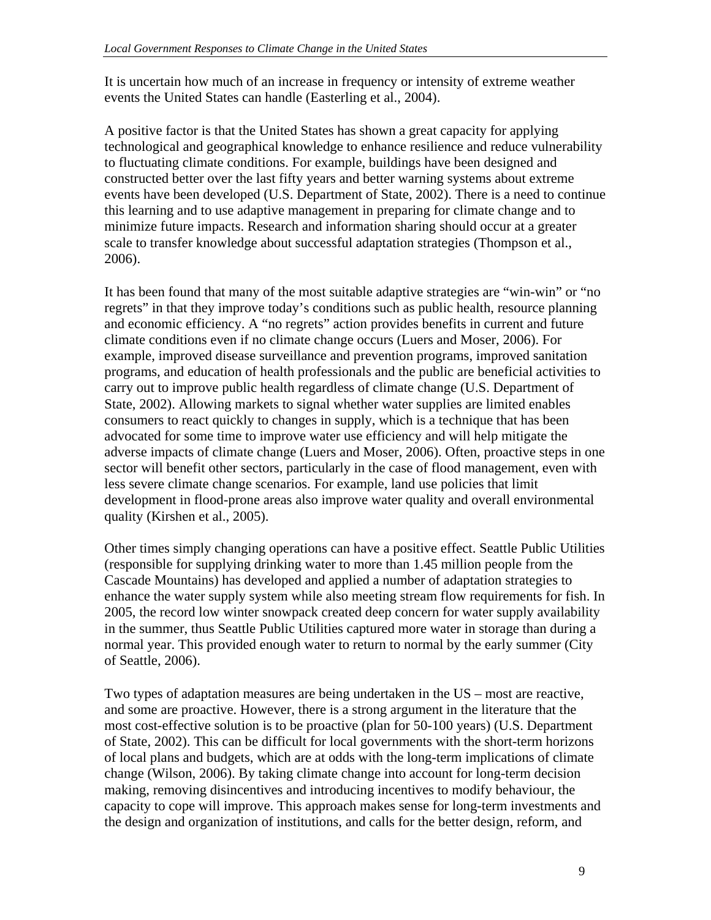It is uncertain how much of an increase in frequency or intensity of extreme weather events the United States can handle (Easterling et al., 2004).

A positive factor is that the United States has shown a great capacity for applying technological and geographical knowledge to enhance resilience and reduce vulnerability to fluctuating climate conditions. For example, buildings have been designed and constructed better over the last fifty years and better warning systems about extreme events have been developed (U.S. Department of State, 2002). There is a need to continue this learning and to use adaptive management in preparing for climate change and to minimize future impacts. Research and information sharing should occur at a greater scale to transfer knowledge about successful adaptation strategies (Thompson et al., 2006).

It has been found that many of the most suitable adaptive strategies are "win-win" or "no regrets" in that they improve today's conditions such as public health, resource planning and economic efficiency. A "no regrets" action provides benefits in current and future climate conditions even if no climate change occurs (Luers and Moser, 2006). For example, improved disease surveillance and prevention programs, improved sanitation programs, and education of health professionals and the public are beneficial activities to carry out to improve public health regardless of climate change (U.S. Department of State, 2002). Allowing markets to signal whether water supplies are limited enables consumers to react quickly to changes in supply, which is a technique that has been advocated for some time to improve water use efficiency and will help mitigate the adverse impacts of climate change (Luers and Moser, 2006). Often, proactive steps in one sector will benefit other sectors, particularly in the case of flood management, even with less severe climate change scenarios. For example, land use policies that limit development in flood-prone areas also improve water quality and overall environmental quality (Kirshen et al., 2005).

Other times simply changing operations can have a positive effect. Seattle Public Utilities (responsible for supplying drinking water to more than 1.45 million people from the Cascade Mountains) has developed and applied a number of adaptation strategies to enhance the water supply system while also meeting stream flow requirements for fish. In 2005, the record low winter snowpack created deep concern for water supply availability in the summer, thus Seattle Public Utilities captured more water in storage than during a normal year. This provided enough water to return to normal by the early summer (City of Seattle, 2006).

Two types of adaptation measures are being undertaken in the US – most are reactive, and some are proactive. However, there is a strong argument in the literature that the most cost-effective solution is to be proactive (plan for 50-100 years) (U.S. Department of State, 2002). This can be difficult for local governments with the short-term horizons of local plans and budgets, which are at odds with the long-term implications of climate change (Wilson, 2006). By taking climate change into account for long-term decision making, removing disincentives and introducing incentives to modify behaviour, the capacity to cope will improve. This approach makes sense for long-term investments and the design and organization of institutions, and calls for the better design, reform, and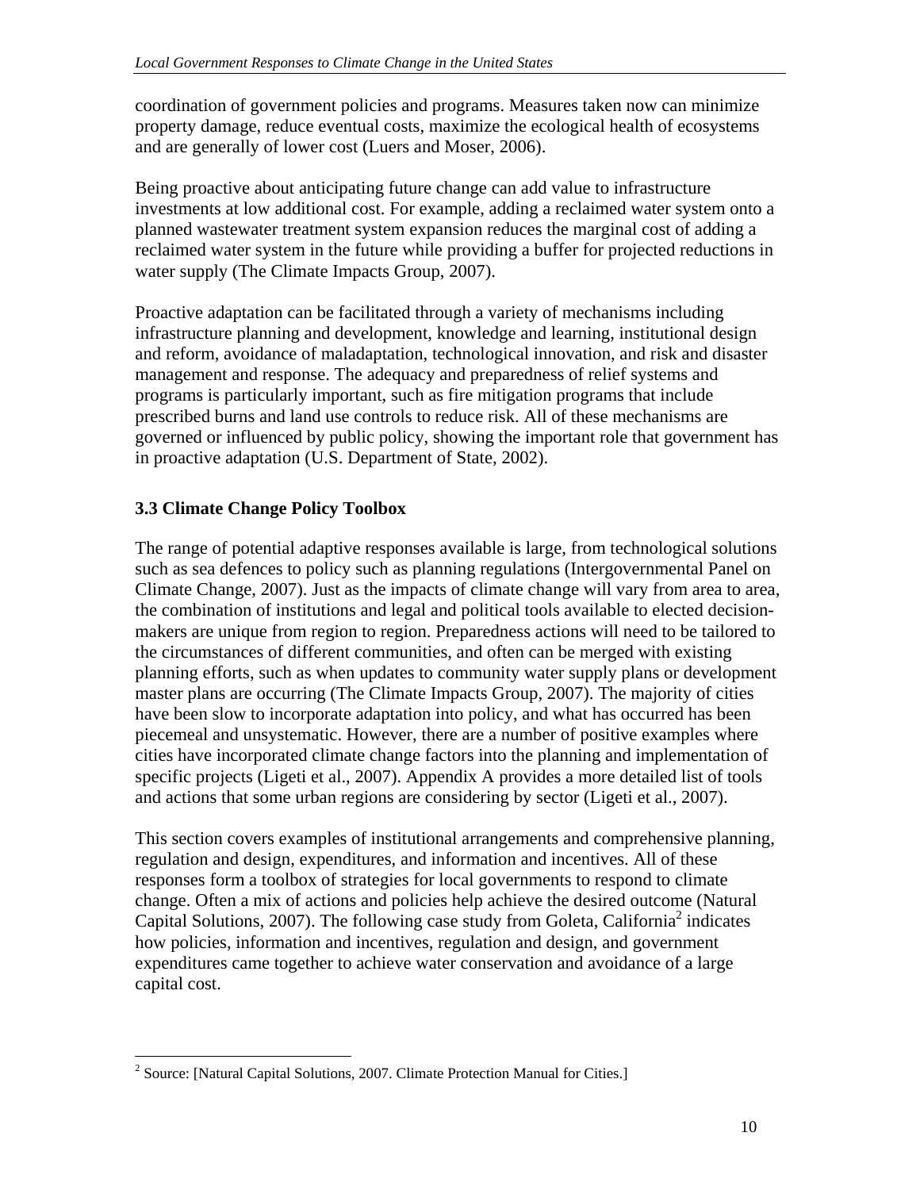coordination of government policies and programs. Measures taken now can minimize property damage, reduce eventual costs, maximize the ecological health of ecosystems and are generally of lower cost (Luers and Moser, 2006).

Being proactive about anticipating future change can add value to infrastructure investments at low additional cost. For example, adding a reclaimed water system onto a planned wastewater treatment system expansion reduces the marginal cost of adding a reclaimed water system in the future while providing a buffer for projected reductions in water supply (The Climate Impacts Group, 2007).

Proactive adaptation can be facilitated through a variety of mechanisms including infrastructure planning and development, knowledge and learning, institutional design and reform, avoidance of maladaptation, technological innovation, and risk and disaster management and response. The adequacy and preparedness of relief systems and programs is particularly important, such as fire mitigation programs that include prescribed burns and land use controls to reduce risk. All of these mechanisms are governed or influenced by public policy, showing the important role that government has in proactive adaptation (U.S. Department of State, 2002).

### 3.3 Climate Change Policy Toolbox

The range of potential adaptive responses available is large, from technological solutions such as sea defences to policy such as planning regulations (Intergovernmental Panel on Climate Change, 2007). Just as the impacts of climate change will vary from area to area, the combination of institutions and legal and political tools available to elected decision-makers are unique from region to region. Preparedness actions will need to be tailored to the circumstances of different communities, and often can be merged with existing planning efforts, such as when updates to community water supply plans or development master plans are occurring (The Climate Impacts Group, 2007). The majority of cities have been slow to incorporate adaptation into policy, and what has occurred has been piecemeal and unsystematic. However, there are a number of positive examples where cities have incorporated climate change factors into the planning and implementation of specific projects (Ligeti et al., 2007). Appendix A provides a more detailed list of tools and actions that some urban regions are considering by sector (Ligeti et al., 2007).

This section covers examples of institutional arrangements and comprehensive planning, regulation and design, expenditures, and information and incentives. All of these responses form a toolbox of strategies for local governments to respond to climate change. Often a mix of actions and policies help achieve the desired outcome (Natural Capital Solutions, 2007). The following case study from Goleta, California[2] indicates how policies, information and incentives, regulation and design, and government expenditures came together to achieve water conservation and avoidance of a large capital cost.

---

[2] Source: [Natural Capital Solutions, 2007. Climate Protection Manual for Cities.]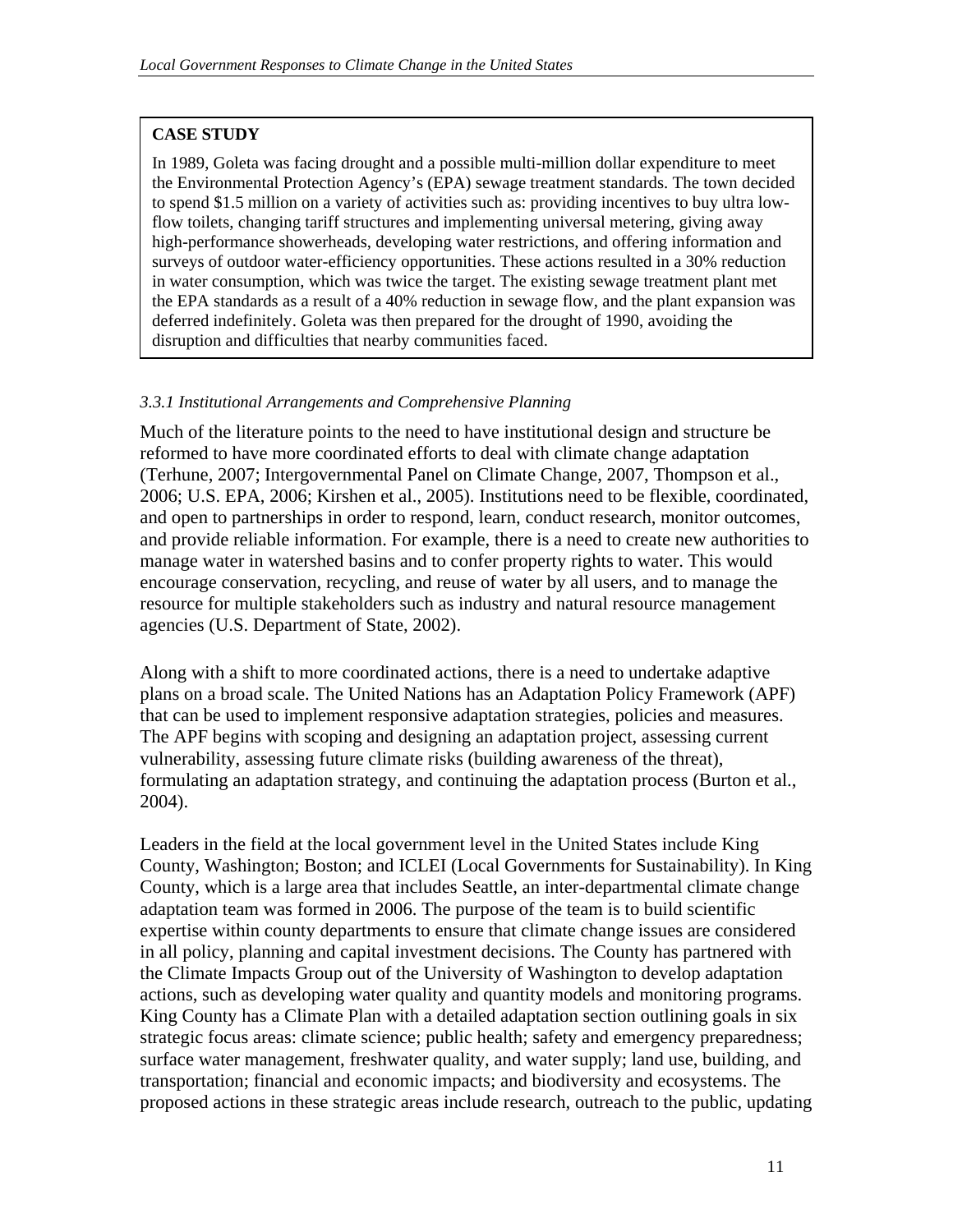**CASE STUDY**

In 1989, Goleta was facing drought and a possible multi-million dollar expenditure to meet the Environmental Protection Agency's (EPA) sewage treatment standards. The town decided to spend $1.5 million on a variety of activities such as: providing incentives to buy ultra low-flow toilets, changing tariff structures and implementing universal metering, giving away high-performance showerheads, developing water restrictions, and offering information and surveys of outdoor water-efficiency opportunities. These actions resulted in a 30% reduction in water consumption, which was twice the target. The existing sewage treatment plant met the EPA standards as a result of a 40% reduction in sewage flow, and the plant expansion was deferred indefinitely. Goleta was then prepared for the drought of 1990, avoiding the disruption and difficulties that nearby communities faced.

### *3.3.1 Institutional Arrangements and Comprehensive Planning*

Much of the literature points to the need to have institutional design and structure be reformed to have more coordinated efforts to deal with climate change adaptation (Terhune, 2007; Intergovernmental Panel on Climate Change, 2007, Thompson et al., 2006; U.S. EPA, 2006; Kirshen et al., 2005). Institutions need to be flexible, coordinated, and open to partnerships in order to respond, learn, conduct research, monitor outcomes, and provide reliable information. For example, there is a need to create new authorities to manage water in watershed basins and to confer property rights to water. This would encourage conservation, recycling, and reuse of water by all users, and to manage the resource for multiple stakeholders such as industry and natural resource management agencies (U.S. Department of State, 2002).

Along with a shift to more coordinated actions, there is a need to undertake adaptive plans on a broad scale. The United Nations has an Adaptation Policy Framework (APF) that can be used to implement responsive adaptation strategies, policies and measures. The APF begins with scoping and designing an adaptation project, assessing current vulnerability, assessing future climate risks (building awareness of the threat), formulating an adaptation strategy, and continuing the adaptation process (Burton et al., 2004).

Leaders in the field at the local government level in the United States include King County, Washington; Boston; and ICLEI (Local Governments for Sustainability). In King County, which is a large area that includes Seattle, an inter-departmental climate change adaptation team was formed in 2006. The purpose of the team is to build scientific expertise within county departments to ensure that climate change issues are considered in all policy, planning and capital investment decisions. The County has partnered with the Climate Impacts Group out of the University of Washington to develop adaptation actions, such as developing water quality and quantity models and monitoring programs. King County has a Climate Plan with a detailed adaptation section outlining goals in six strategic focus areas: climate science; public health; safety and emergency preparedness; surface water management, freshwater quality, and water supply; land use, building, and transportation; financial and economic impacts; and biodiversity and ecosystems. The proposed actions in these strategic areas include research, outreach to the public, updating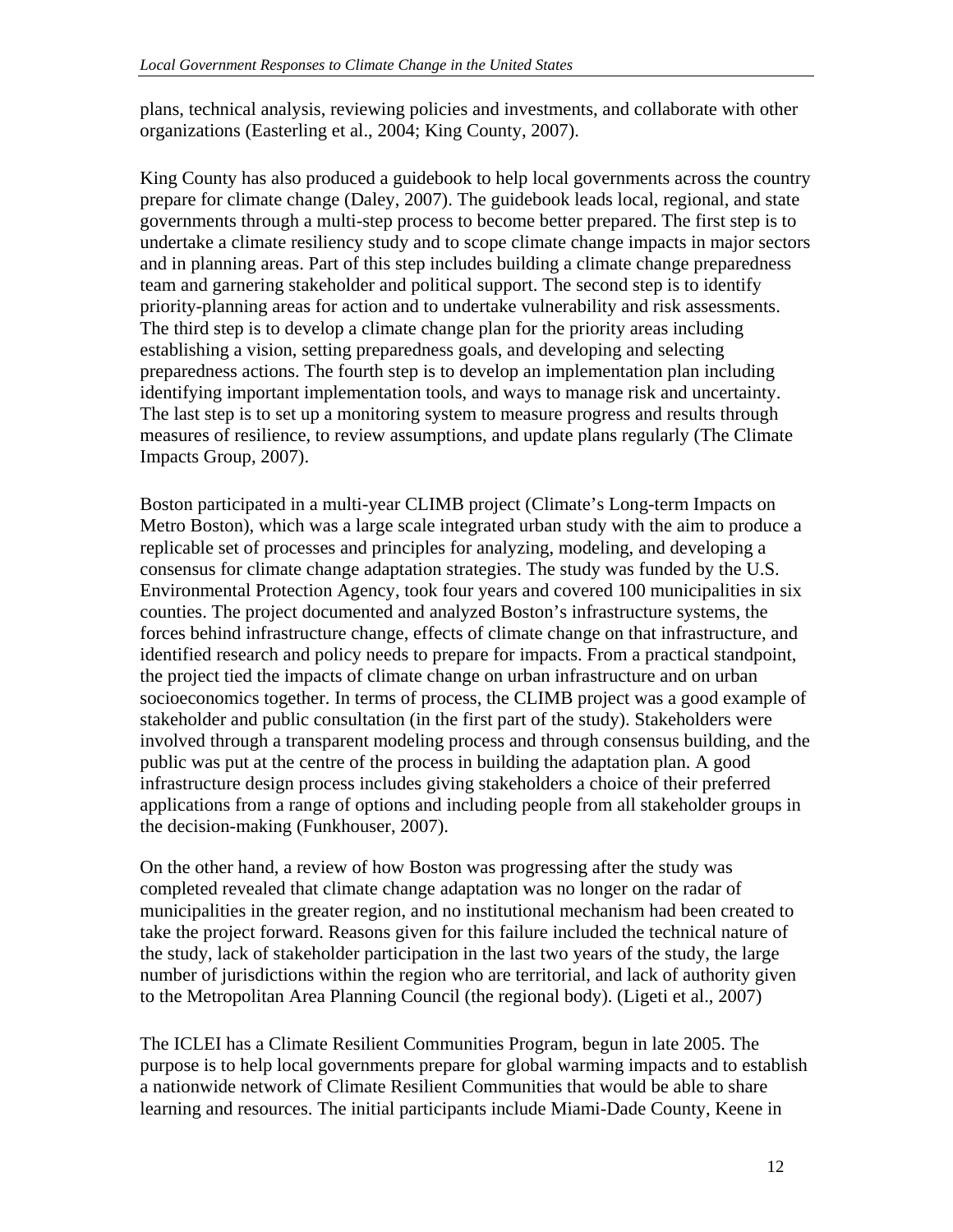plans, technical analysis, reviewing policies and investments, and collaborate with other organizations (Easterling et al., 2004; King County, 2007).

King County has also produced a guidebook to help local governments across the country prepare for climate change (Daley, 2007). The guidebook leads local, regional, and state governments through a multi-step process to become better prepared. The first step is to undertake a climate resiliency study and to scope climate change impacts in major sectors and in planning areas. Part of this step includes building a climate change preparedness team and garnering stakeholder and political support. The second step is to identify priority-planning areas for action and to undertake vulnerability and risk assessments. The third step is to develop a climate change plan for the priority areas including establishing a vision, setting preparedness goals, and developing and selecting preparedness actions. The fourth step is to develop an implementation plan including identifying important implementation tools, and ways to manage risk and uncertainty. The last step is to set up a monitoring system to measure progress and results through measures of resilience, to review assumptions, and update plans regularly (The Climate Impacts Group, 2007).

Boston participated in a multi-year CLIMB project (Climate's Long-term Impacts on Metro Boston), which was a large scale integrated urban study with the aim to produce a replicable set of processes and principles for analyzing, modeling, and developing a consensus for climate change adaptation strategies. The study was funded by the U.S. Environmental Protection Agency, took four years and covered 100 municipalities in six counties. The project documented and analyzed Boston's infrastructure systems, the forces behind infrastructure change, effects of climate change on that infrastructure, and identified research and policy needs to prepare for impacts. From a practical standpoint, the project tied the impacts of climate change on urban infrastructure and on urban socioeconomics together. In terms of process, the CLIMB project was a good example of stakeholder and public consultation (in the first part of the study). Stakeholders were involved through a transparent modeling process and through consensus building, and the public was put at the centre of the process in building the adaptation plan. A good infrastructure design process includes giving stakeholders a choice of their preferred applications from a range of options and including people from all stakeholder groups in the decision-making (Funkhouser, 2007).

On the other hand, a review of how Boston was progressing after the study was completed revealed that climate change adaptation was no longer on the radar of municipalities in the greater region, and no institutional mechanism had been created to take the project forward. Reasons given for this failure included the technical nature of the study, lack of stakeholder participation in the last two years of the study, the large number of jurisdictions within the region who are territorial, and lack of authority given to the Metropolitan Area Planning Council (the regional body). (Ligeti et al., 2007)

The ICLEI has a Climate Resilient Communities Program, begun in late 2005. The purpose is to help local governments prepare for global warming impacts and to establish a nationwide network of Climate Resilient Communities that would be able to share learning and resources. The initial participants include Miami-Dade County, Keene in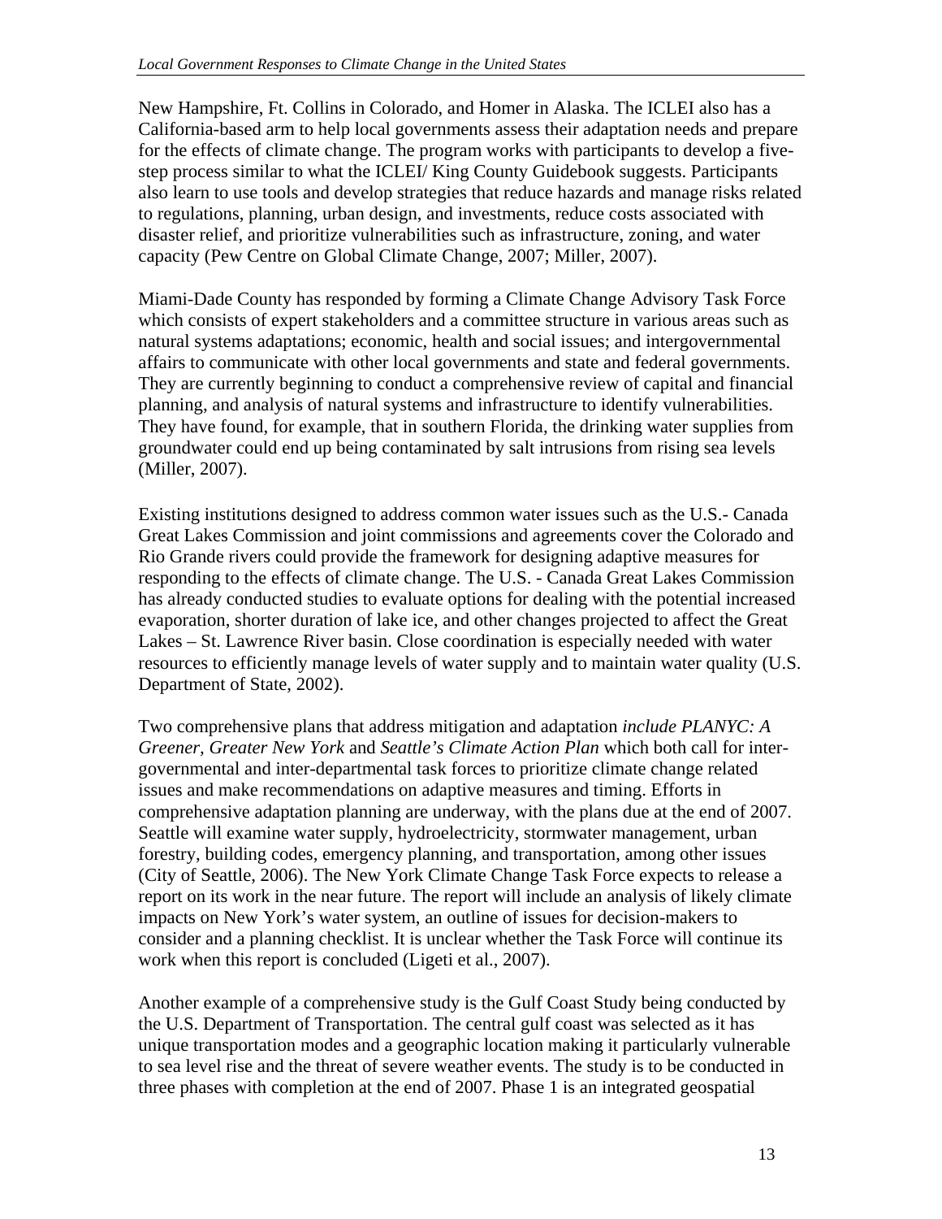New Hampshire, Ft. Collins in Colorado, and Homer in Alaska. The ICLEI also has a California-based arm to help local governments assess their adaptation needs and prepare for the effects of climate change. The program works with participants to develop a five-step process similar to what the ICLEI/ King County Guidebook suggests. Participants also learn to use tools and develop strategies that reduce hazards and manage risks related to regulations, planning, urban design, and investments, reduce costs associated with disaster relief, and prioritize vulnerabilities such as infrastructure, zoning, and water capacity (Pew Centre on Global Climate Change, 2007; Miller, 2007).

Miami-Dade County has responded by forming a Climate Change Advisory Task Force which consists of expert stakeholders and a committee structure in various areas such as natural systems adaptations; economic, health and social issues; and intergovernmental affairs to communicate with other local governments and state and federal governments. They are currently beginning to conduct a comprehensive review of capital and financial planning, and analysis of natural systems and infrastructure to identify vulnerabilities. They have found, for example, that in southern Florida, the drinking water supplies from groundwater could end up being contaminated by salt intrusions from rising sea levels (Miller, 2007).

Existing institutions designed to address common water issues such as the U.S.- Canada Great Lakes Commission and joint commissions and agreements cover the Colorado and Rio Grande rivers could provide the framework for designing adaptive measures for responding to the effects of climate change. The U.S. - Canada Great Lakes Commission has already conducted studies to evaluate options for dealing with the potential increased evaporation, shorter duration of lake ice, and other changes projected to affect the Great Lakes – St. Lawrence River basin. Close coordination is especially needed with water resources to efficiently manage levels of water supply and to maintain water quality (U.S. Department of State, 2002).

Two comprehensive plans that address mitigation and adaptation *include PLANYC: A Greener, Greater New York* and *Seattle's Climate Action Plan* which both call for inter-governmental and inter-departmental task forces to prioritize climate change related issues and make recommendations on adaptive measures and timing. Efforts in comprehensive adaptation planning are underway, with the plans due at the end of 2007. Seattle will examine water supply, hydroelectricity, stormwater management, urban forestry, building codes, emergency planning, and transportation, among other issues (City of Seattle, 2006). The New York Climate Change Task Force expects to release a report on its work in the near future. The report will include an analysis of likely climate impacts on New York's water system, an outline of issues for decision-makers to consider and a planning checklist. It is unclear whether the Task Force will continue its work when this report is concluded (Ligeti et al., 2007).

Another example of a comprehensive study is the Gulf Coast Study being conducted by the U.S. Department of Transportation. The central gulf coast was selected as it has unique transportation modes and a geographic location making it particularly vulnerable to sea level rise and the threat of severe weather events. The study is to be conducted in three phases with completion at the end of 2007. Phase 1 is an integrated geospatial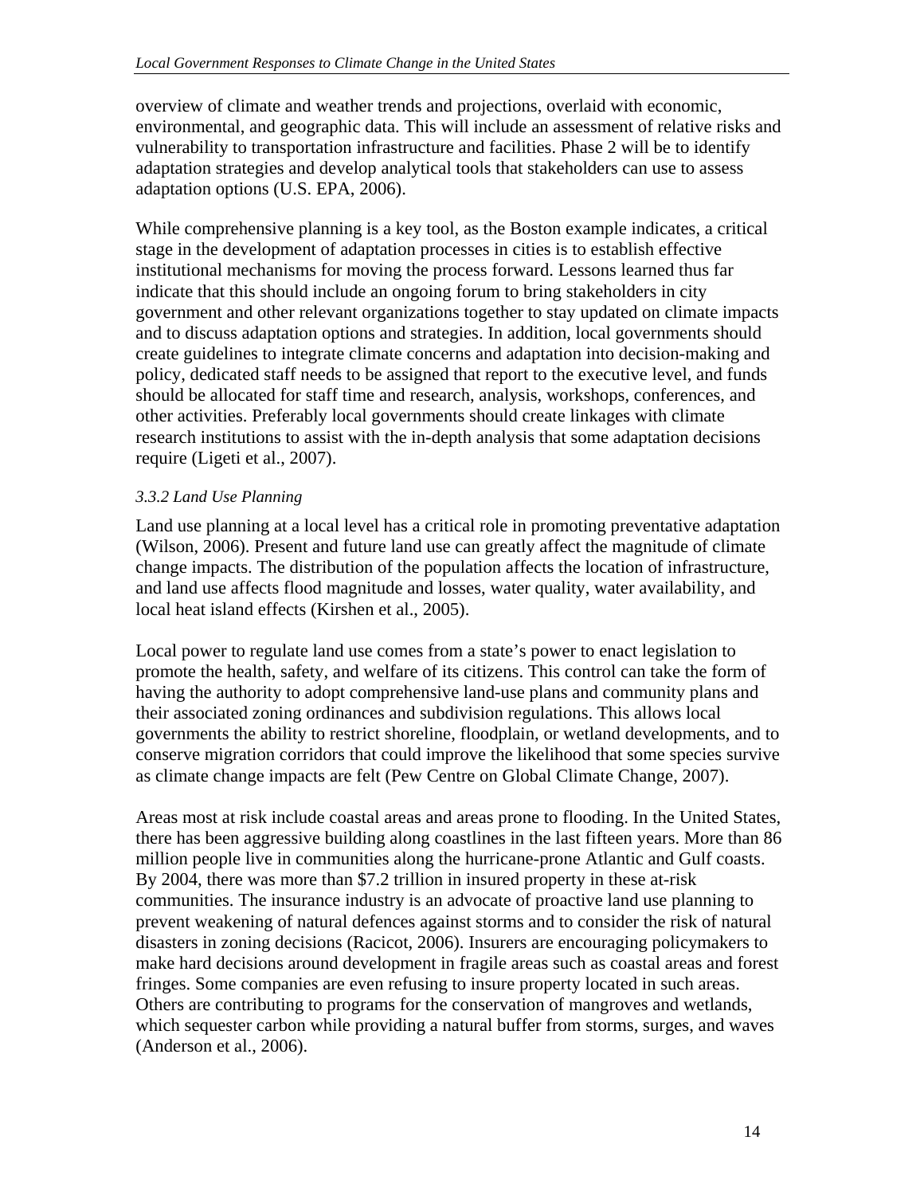overview of climate and weather trends and projections, overlaid with economic, environmental, and geographic data. This will include an assessment of relative risks and vulnerability to transportation infrastructure and facilities. Phase 2 will be to identify adaptation strategies and develop analytical tools that stakeholders can use to assess adaptation options (U.S. EPA, 2006).

While comprehensive planning is a key tool, as the Boston example indicates, a critical stage in the development of adaptation processes in cities is to establish effective institutional mechanisms for moving the process forward. Lessons learned thus far indicate that this should include an ongoing forum to bring stakeholders in city government and other relevant organizations together to stay updated on climate impacts and to discuss adaptation options and strategies. In addition, local governments should create guidelines to integrate climate concerns and adaptation into decision-making and policy, dedicated staff needs to be assigned that report to the executive level, and funds should be allocated for staff time and research, analysis, workshops, conferences, and other activities. Preferably local governments should create linkages with climate research institutions to assist with the in-depth analysis that some adaptation decisions require (Ligeti et al., 2007).

### *3.3.2 Land Use Planning*

Land use planning at a local level has a critical role in promoting preventative adaptation (Wilson, 2006). Present and future land use can greatly affect the magnitude of climate change impacts. The distribution of the population affects the location of infrastructure, and land use affects flood magnitude and losses, water quality, water availability, and local heat island effects (Kirshen et al., 2005).

Local power to regulate land use comes from a state's power to enact legislation to promote the health, safety, and welfare of its citizens. This control can take the form of having the authority to adopt comprehensive land-use plans and community plans and their associated zoning ordinances and subdivision regulations. This allows local governments the ability to restrict shoreline, floodplain, or wetland developments, and to conserve migration corridors that could improve the likelihood that some species survive as climate change impacts are felt (Pew Centre on Global Climate Change, 2007).

Areas most at risk include coastal areas and areas prone to flooding. In the United States, there has been aggressive building along coastlines in the last fifteen years. More than 86 million people live in communities along the hurricane-prone Atlantic and Gulf coasts. By 2004, there was more than $7.2 trillion in insured property in these at-risk communities. The insurance industry is an advocate of proactive land use planning to prevent weakening of natural defences against storms and to consider the risk of natural disasters in zoning decisions (Racicot, 2006). Insurers are encouraging policymakers to make hard decisions around development in fragile areas such as coastal areas and forest fringes. Some companies are even refusing to insure property located in such areas. Others are contributing to programs for the conservation of mangroves and wetlands, which sequester carbon while providing a natural buffer from storms, surges, and waves (Anderson et al., 2006).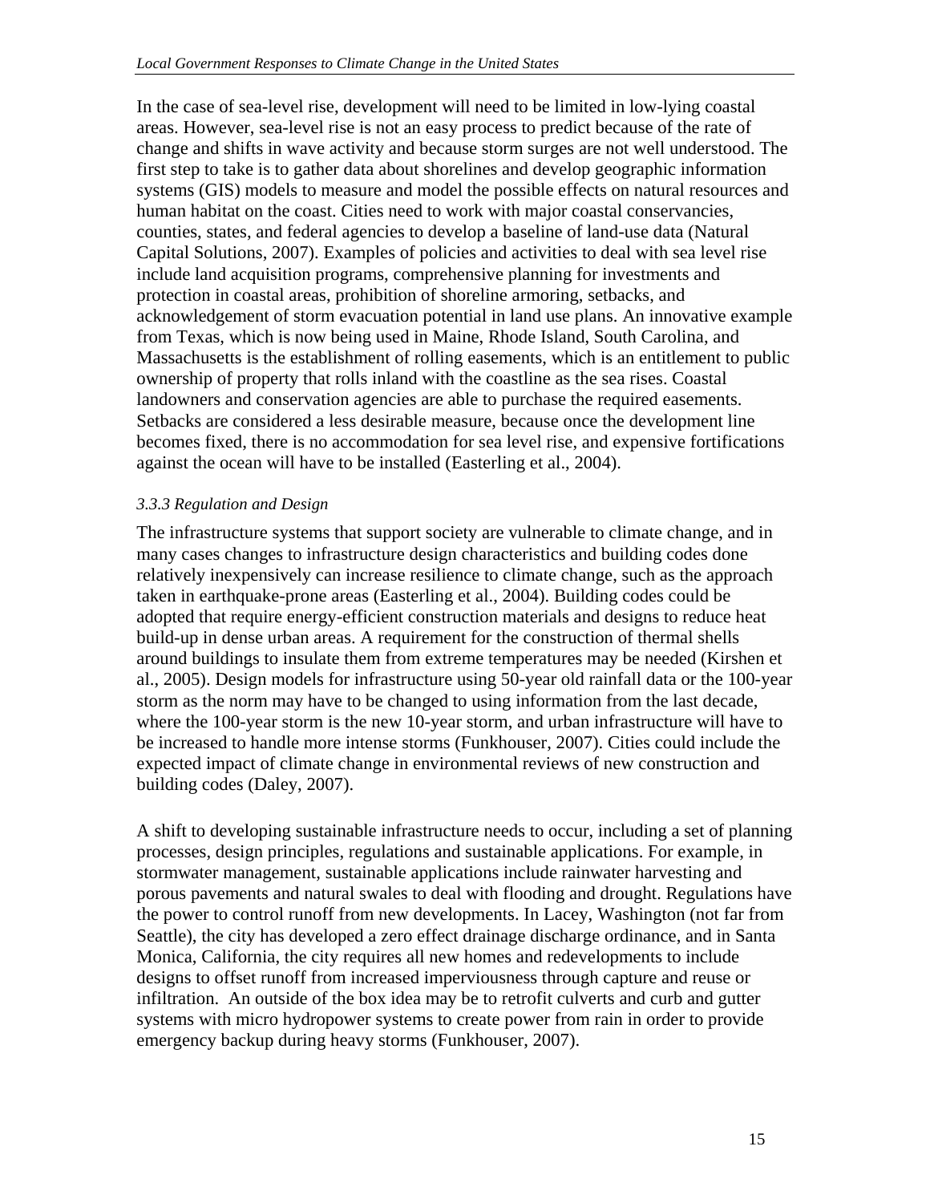In the case of sea-level rise, development will need to be limited in low-lying coastal areas. However, sea-level rise is not an easy process to predict because of the rate of change and shifts in wave activity and because storm surges are not well understood. The first step to take is to gather data about shorelines and develop geographic information systems (GIS) models to measure and model the possible effects on natural resources and human habitat on the coast. Cities need to work with major coastal conservancies, counties, states, and federal agencies to develop a baseline of land-use data (Natural Capital Solutions, 2007). Examples of policies and activities to deal with sea level rise include land acquisition programs, comprehensive planning for investments and protection in coastal areas, prohibition of shoreline armoring, setbacks, and acknowledgement of storm evacuation potential in land use plans. An innovative example from Texas, which is now being used in Maine, Rhode Island, South Carolina, and Massachusetts is the establishment of rolling easements, which is an entitlement to public ownership of property that rolls inland with the coastline as the sea rises. Coastal landowners and conservation agencies are able to purchase the required easements. Setbacks are considered a less desirable measure, because once the development line becomes fixed, there is no accommodation for sea level rise, and expensive fortifications against the ocean will have to be installed (Easterling et al., 2004).

#### *3.3.3 Regulation and Design*

The infrastructure systems that support society are vulnerable to climate change, and in many cases changes to infrastructure design characteristics and building codes done relatively inexpensively can increase resilience to climate change, such as the approach taken in earthquake-prone areas (Easterling et al., 2004). Building codes could be adopted that require energy-efficient construction materials and designs to reduce heat build-up in dense urban areas. A requirement for the construction of thermal shells around buildings to insulate them from extreme temperatures may be needed (Kirshen et al., 2005). Design models for infrastructure using 50-year old rainfall data or the 100-year storm as the norm may have to be changed to using information from the last decade, where the 100-year storm is the new 10-year storm, and urban infrastructure will have to be increased to handle more intense storms (Funkhouser, 2007). Cities could include the expected impact of climate change in environmental reviews of new construction and building codes (Daley, 2007).

A shift to developing sustainable infrastructure needs to occur, including a set of planning processes, design principles, regulations and sustainable applications. For example, in stormwater management, sustainable applications include rainwater harvesting and porous pavements and natural swales to deal with flooding and drought. Regulations have the power to control runoff from new developments. In Lacey, Washington (not far from Seattle), the city has developed a zero effect drainage discharge ordinance, and in Santa Monica, California, the city requires all new homes and redevelopments to include designs to offset runoff from increased imperviousness through capture and reuse or infiltration. An outside of the box idea may be to retrofit culverts and curb and gutter systems with micro hydropower systems to create power from rain in order to provide emergency backup during heavy storms (Funkhouser, 2007).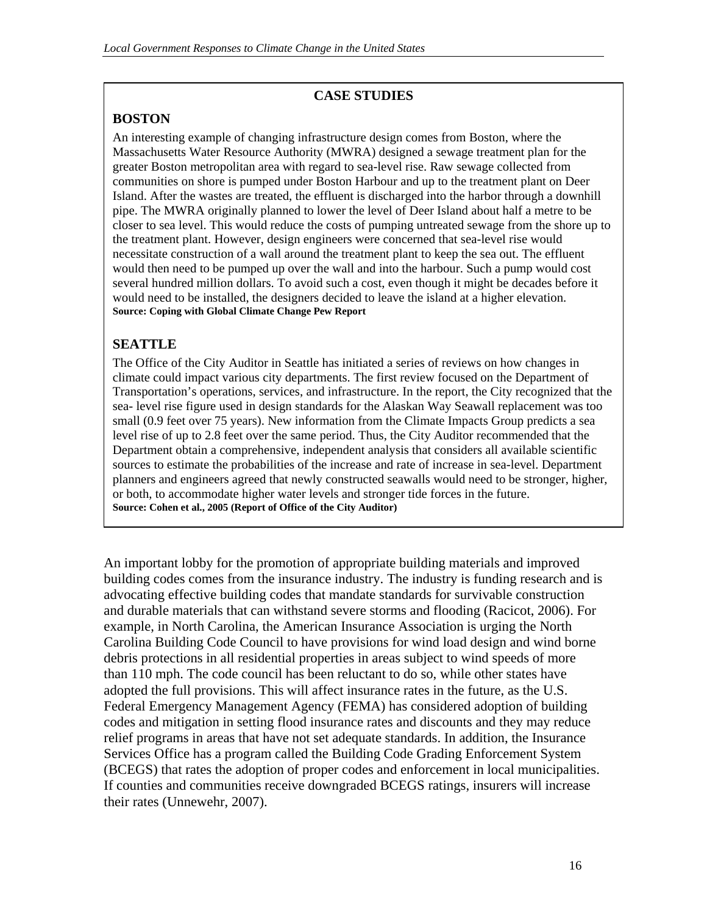**CASE STUDIES**

**BOSTON**

An interesting example of changing infrastructure design comes from Boston, where the Massachusetts Water Resource Authority (MWRA) designed a sewage treatment plan for the greater Boston metropolitan area with regard to sea-level rise. Raw sewage collected from communities on shore is pumped under Boston Harbour and up to the treatment plant on Deer Island. After the wastes are treated, the effluent is discharged into the harbor through a downhill pipe. The MWRA originally planned to lower the level of Deer Island about half a metre to be closer to sea level. This would reduce the costs of pumping untreated sewage from the shore up to the treatment plant. However, design engineers were concerned that sea-level rise would necessitate construction of a wall around the treatment plant to keep the sea out. The effluent would then need to be pumped up over the wall and into the harbour. Such a pump would cost several hundred million dollars. To avoid such a cost, even though it might be decades before it would need to be installed, the designers decided to leave the island at a higher elevation.
**Source: Coping with Global Climate Change Pew Report**

**SEATTLE**

The Office of the City Auditor in Seattle has initiated a series of reviews on how changes in climate could impact various city departments. The first review focused on the Department of Transportation's operations, services, and infrastructure. In the report, the City recognized that the sea- level rise figure used in design standards for the Alaskan Way Seawall replacement was too small (0.9 feet over 75 years). New information from the Climate Impacts Group predicts a sea level rise of up to 2.8 feet over the same period. Thus, the City Auditor recommended that the Department obtain a comprehensive, independent analysis that considers all available scientific sources to estimate the probabilities of the increase and rate of increase in sea-level. Department planners and engineers agreed that newly constructed seawalls would need to be stronger, higher, or both, to accommodate higher water levels and stronger tide forces in the future.
**Source: Cohen et al., 2005 (Report of Office of the City Auditor)**

An important lobby for the promotion of appropriate building materials and improved building codes comes from the insurance industry. The industry is funding research and is advocating effective building codes that mandate standards for survivable construction and durable materials that can withstand severe storms and flooding (Racicot, 2006). For example, in North Carolina, the American Insurance Association is urging the North Carolina Building Code Council to have provisions for wind load design and wind borne debris protections in all residential properties in areas subject to wind speeds of more than 110 mph. The code council has been reluctant to do so, while other states have adopted the full provisions. This will affect insurance rates in the future, as the U.S. Federal Emergency Management Agency (FEMA) has considered adoption of building codes and mitigation in setting flood insurance rates and discounts and they may reduce relief programs in areas that have not set adequate standards. In addition, the Insurance Services Office has a program called the Building Code Grading Enforcement System (BCEGS) that rates the adoption of proper codes and enforcement in local municipalities. If counties and communities receive downgraded BCEGS ratings, insurers will increase their rates (Unnewehr, 2007).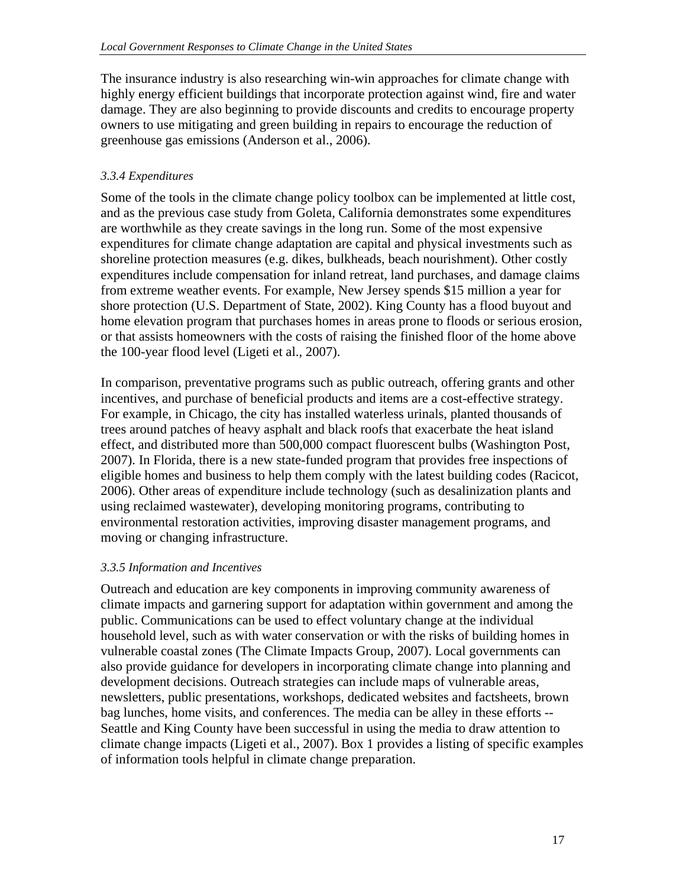The insurance industry is also researching win-win approaches for climate change with highly energy efficient buildings that incorporate protection against wind, fire and water damage. They are also beginning to provide discounts and credits to encourage property owners to use mitigating and green building in repairs to encourage the reduction of greenhouse gas emissions (Anderson et al., 2006).

*3.3.4 Expenditures*

Some of the tools in the climate change policy toolbox can be implemented at little cost, and as the previous case study from Goleta, California demonstrates some expenditures are worthwhile as they create savings in the long run. Some of the most expensive expenditures for climate change adaptation are capital and physical investments such as shoreline protection measures (e.g. dikes, bulkheads, beach nourishment). Other costly expenditures include compensation for inland retreat, land purchases, and damage claims from extreme weather events. For example, New Jersey spends $15 million a year for shore protection (U.S. Department of State, 2002). King County has a flood buyout and home elevation program that purchases homes in areas prone to floods or serious erosion, or that assists homeowners with the costs of raising the finished floor of the home above the 100-year flood level (Ligeti et al., 2007).

In comparison, preventative programs such as public outreach, offering grants and other incentives, and purchase of beneficial products and items are a cost-effective strategy. For example, in Chicago, the city has installed waterless urinals, planted thousands of trees around patches of heavy asphalt and black roofs that exacerbate the heat island effect, and distributed more than 500,000 compact fluorescent bulbs (Washington Post, 2007). In Florida, there is a new state-funded program that provides free inspections of eligible homes and business to help them comply with the latest building codes (Racicot, 2006). Other areas of expenditure include technology (such as desalinization plants and using reclaimed wastewater), developing monitoring programs, contributing to environmental restoration activities, improving disaster management programs, and moving or changing infrastructure.

*3.3.5 Information and Incentives*

Outreach and education are key components in improving community awareness of climate impacts and garnering support for adaptation within government and among the public. Communications can be used to effect voluntary change at the individual household level, such as with water conservation or with the risks of building homes in vulnerable coastal zones (The Climate Impacts Group, 2007). Local governments can also provide guidance for developers in incorporating climate change into planning and development decisions. Outreach strategies can include maps of vulnerable areas, newsletters, public presentations, workshops, dedicated websites and factsheets, brown bag lunches, home visits, and conferences. The media can be alley in these efforts -- Seattle and King County have been successful in using the media to draw attention to climate change impacts (Ligeti et al., 2007). Box 1 provides a listing of specific examples of information tools helpful in climate change preparation.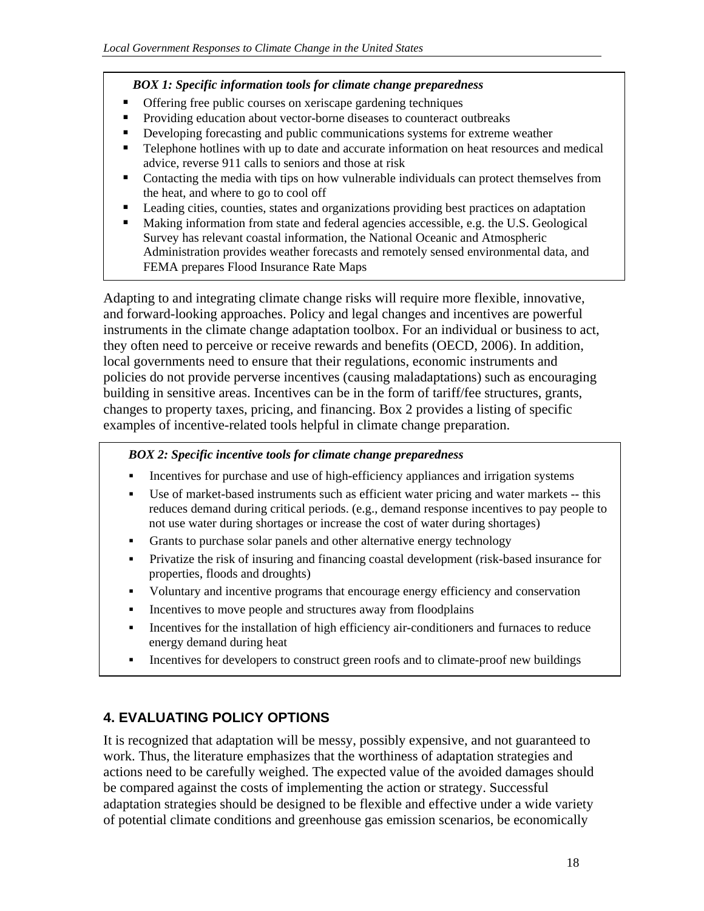***BOX 1: Specific information tools for climate change preparedness***

- Offering free public courses on xeriscape gardening techniques
- Providing education about vector-borne diseases to counteract outbreaks
- Developing forecasting and public communications systems for extreme weather
- Telephone hotlines with up to date and accurate information on heat resources and medical advice, reverse 911 calls to seniors and those at risk
- Contacting the media with tips on how vulnerable individuals can protect themselves from the heat, and where to go to cool off
- Leading cities, counties, states and organizations providing best practices on adaptation
- Making information from state and federal agencies accessible, e.g. the U.S. Geological Survey has relevant coastal information, the National Oceanic and Atmospheric Administration provides weather forecasts and remotely sensed environmental data, and FEMA prepares Flood Insurance Rate Maps

Adapting to and integrating climate change risks will require more flexible, innovative, and forward-looking approaches. Policy and legal changes and incentives are powerful instruments in the climate change adaptation toolbox. For an individual or business to act, they often need to perceive or receive rewards and benefits (OECD, 2006). In addition, local governments need to ensure that their regulations, economic instruments and policies do not provide perverse incentives (causing maladaptations) such as encouraging building in sensitive areas. Incentives can be in the form of tariff/fee structures, grants, changes to property taxes, pricing, and financing. Box 2 provides a listing of specific examples of incentive-related tools helpful in climate change preparation.

***BOX 2: Specific incentive tools for climate change preparedness***

- Incentives for purchase and use of high-efficiency appliances and irrigation systems
- Use of market-based instruments such as efficient water pricing and water markets -- this reduces demand during critical periods. (e.g., demand response incentives to pay people to not use water during shortages or increase the cost of water during shortages)
- Grants to purchase solar panels and other alternative energy technology
- Privatize the risk of insuring and financing coastal development (risk-based insurance for properties, floods and droughts)
- Voluntary and incentive programs that encourage energy efficiency and conservation
- Incentives to move people and structures away from floodplains
- Incentives for the installation of high efficiency air-conditioners and furnaces to reduce energy demand during heat
- Incentives for developers to construct green roofs and to climate-proof new buildings

## 4. EVALUATING POLICY OPTIONS

It is recognized that adaptation will be messy, possibly expensive, and not guaranteed to work. Thus, the literature emphasizes that the worthiness of adaptation strategies and actions need to be carefully weighed. The expected value of the avoided damages should be compared against the costs of implementing the action or strategy. Successful adaptation strategies should be designed to be flexible and effective under a wide variety of potential climate conditions and greenhouse gas emission scenarios, be economically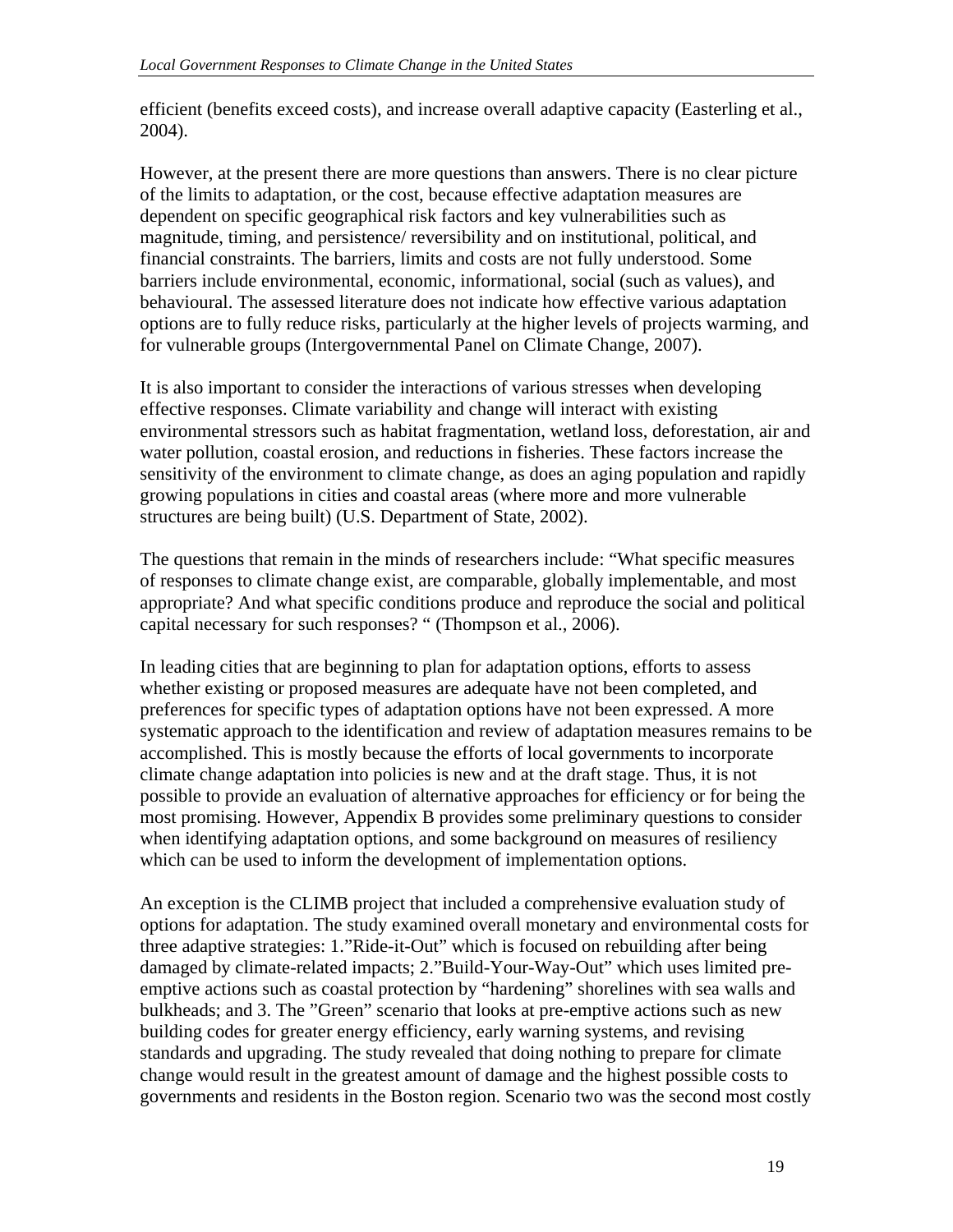efficient (benefits exceed costs), and increase overall adaptive capacity (Easterling et al., 2004).

However, at the present there are more questions than answers. There is no clear picture of the limits to adaptation, or the cost, because effective adaptation measures are dependent on specific geographical risk factors and key vulnerabilities such as magnitude, timing, and persistence/ reversibility and on institutional, political, and financial constraints. The barriers, limits and costs are not fully understood. Some barriers include environmental, economic, informational, social (such as values), and behavioural. The assessed literature does not indicate how effective various adaptation options are to fully reduce risks, particularly at the higher levels of projects warming, and for vulnerable groups (Intergovernmental Panel on Climate Change, 2007).

It is also important to consider the interactions of various stresses when developing effective responses. Climate variability and change will interact with existing environmental stressors such as habitat fragmentation, wetland loss, deforestation, air and water pollution, coastal erosion, and reductions in fisheries. These factors increase the sensitivity of the environment to climate change, as does an aging population and rapidly growing populations in cities and coastal areas (where more and more vulnerable structures are being built) (U.S. Department of State, 2002).

The questions that remain in the minds of researchers include: "What specific measures of responses to climate change exist, are comparable, globally implementable, and most appropriate? And what specific conditions produce and reproduce the social and political capital necessary for such responses? " (Thompson et al., 2006).

In leading cities that are beginning to plan for adaptation options, efforts to assess whether existing or proposed measures are adequate have not been completed, and preferences for specific types of adaptation options have not been expressed. A more systematic approach to the identification and review of adaptation measures remains to be accomplished. This is mostly because the efforts of local governments to incorporate climate change adaptation into policies is new and at the draft stage. Thus, it is not possible to provide an evaluation of alternative approaches for efficiency or for being the most promising. However, Appendix B provides some preliminary questions to consider when identifying adaptation options, and some background on measures of resiliency which can be used to inform the development of implementation options.

An exception is the CLIMB project that included a comprehensive evaluation study of options for adaptation. The study examined overall monetary and environmental costs for three adaptive strategies: 1."Ride-it-Out" which is focused on rebuilding after being damaged by climate-related impacts; 2."Build-Your-Way-Out" which uses limited pre-emptive actions such as coastal protection by "hardening" shorelines with sea walls and bulkheads; and 3. The "Green" scenario that looks at pre-emptive actions such as new building codes for greater energy efficiency, early warning systems, and revising standards and upgrading. The study revealed that doing nothing to prepare for climate change would result in the greatest amount of damage and the highest possible costs to governments and residents in the Boston region. Scenario two was the second most costly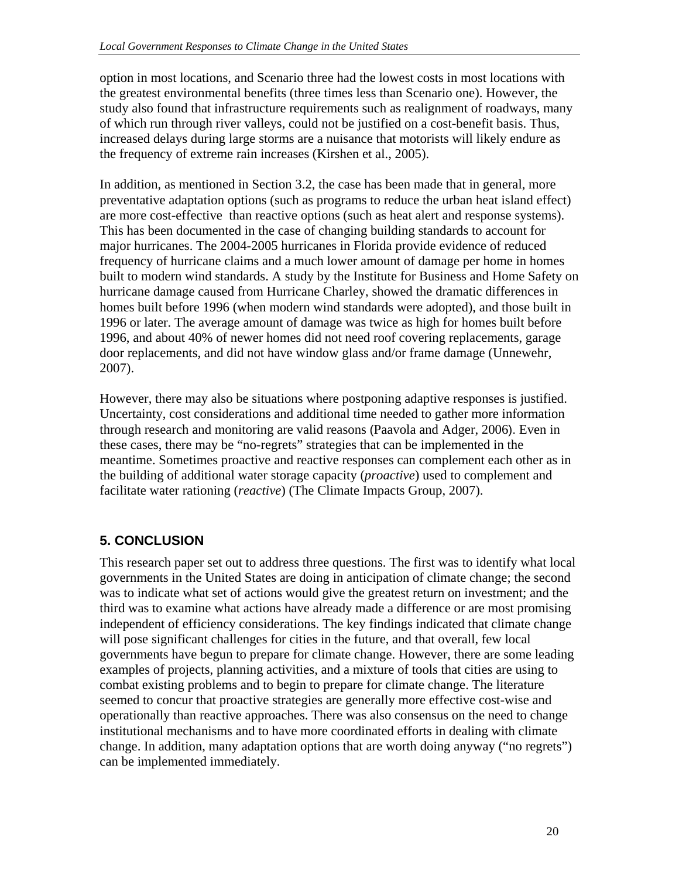option in most locations, and Scenario three had the lowest costs in most locations with the greatest environmental benefits (three times less than Scenario one). However, the study also found that infrastructure requirements such as realignment of roadways, many of which run through river valleys, could not be justified on a cost-benefit basis. Thus, increased delays during large storms are a nuisance that motorists will likely endure as the frequency of extreme rain increases (Kirshen et al., 2005).

In addition, as mentioned in Section 3.2, the case has been made that in general, more preventative adaptation options (such as programs to reduce the urban heat island effect) are more cost-effective than reactive options (such as heat alert and response systems). This has been documented in the case of changing building standards to account for major hurricanes. The 2004-2005 hurricanes in Florida provide evidence of reduced frequency of hurricane claims and a much lower amount of damage per home in homes built to modern wind standards. A study by the Institute for Business and Home Safety on hurricane damage caused from Hurricane Charley, showed the dramatic differences in homes built before 1996 (when modern wind standards were adopted), and those built in 1996 or later. The average amount of damage was twice as high for homes built before 1996, and about 40% of newer homes did not need roof covering replacements, garage door replacements, and did not have window glass and/or frame damage (Unnewehr, 2007).

However, there may also be situations where postponing adaptive responses is justified. Uncertainty, cost considerations and additional time needed to gather more information through research and monitoring are valid reasons (Paavola and Adger, 2006). Even in these cases, there may be "no-regrets" strategies that can be implemented in the meantime. Sometimes proactive and reactive responses can complement each other as in the building of additional water storage capacity (*proactive*) used to complement and facilitate water rationing (*reactive*) (The Climate Impacts Group, 2007).

## 5. CONCLUSION

This research paper set out to address three questions. The first was to identify what local governments in the United States are doing in anticipation of climate change; the second was to indicate what set of actions would give the greatest return on investment; and the third was to examine what actions have already made a difference or are most promising independent of efficiency considerations. The key findings indicated that climate change will pose significant challenges for cities in the future, and that overall, few local governments have begun to prepare for climate change. However, there are some leading examples of projects, planning activities, and a mixture of tools that cities are using to combat existing problems and to begin to prepare for climate change. The literature seemed to concur that proactive strategies are generally more effective cost-wise and operationally than reactive approaches. There was also consensus on the need to change institutional mechanisms and to have more coordinated efforts in dealing with climate change. In addition, many adaptation options that are worth doing anyway ("no regrets") can be implemented immediately.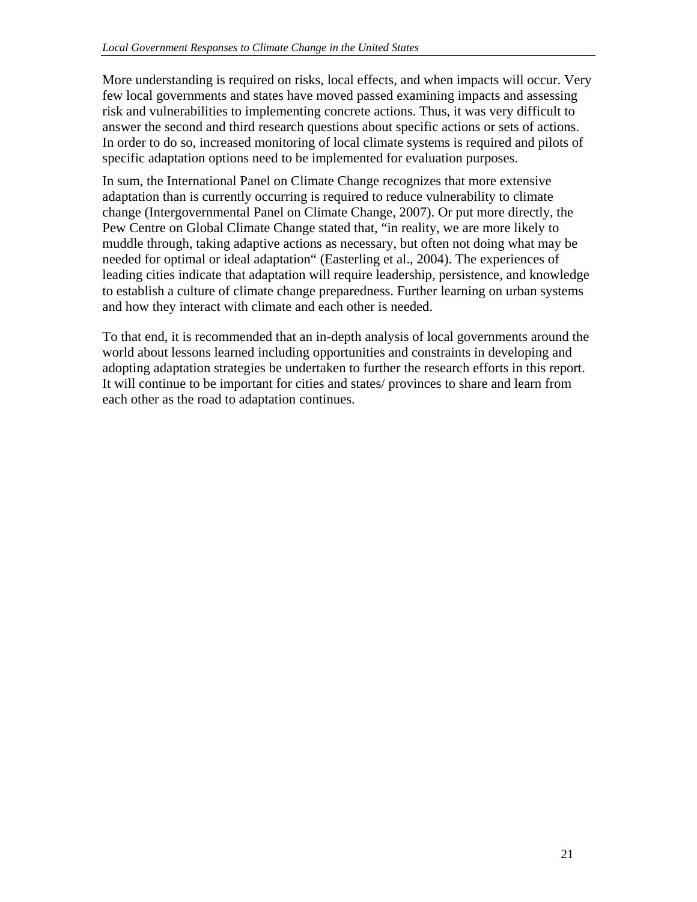More understanding is required on risks, local effects, and when impacts will occur. Very few local governments and states have moved passed examining impacts and assessing risk and vulnerabilities to implementing concrete actions. Thus, it was very difficult to answer the second and third research questions about specific actions or sets of actions. In order to do so, increased monitoring of local climate systems is required and pilots of specific adaptation options need to be implemented for evaluation purposes.

In sum, the International Panel on Climate Change recognizes that more extensive adaptation than is currently occurring is required to reduce vulnerability to climate change (Intergovernmental Panel on Climate Change, 2007). Or put more directly, the Pew Centre on Global Climate Change stated that, "in reality, we are more likely to muddle through, taking adaptive actions as necessary, but often not doing what may be needed for optimal or ideal adaptation" (Easterling et al., 2004). The experiences of leading cities indicate that adaptation will require leadership, persistence, and knowledge to establish a culture of climate change preparedness. Further learning on urban systems and how they interact with climate and each other is needed.

To that end, it is recommended that an in-depth analysis of local governments around the world about lessons learned including opportunities and constraints in developing and adopting adaptation strategies be undertaken to further the research efforts in this report. It will continue to be important for cities and states/ provinces to share and learn from each other as the road to adaptation continues.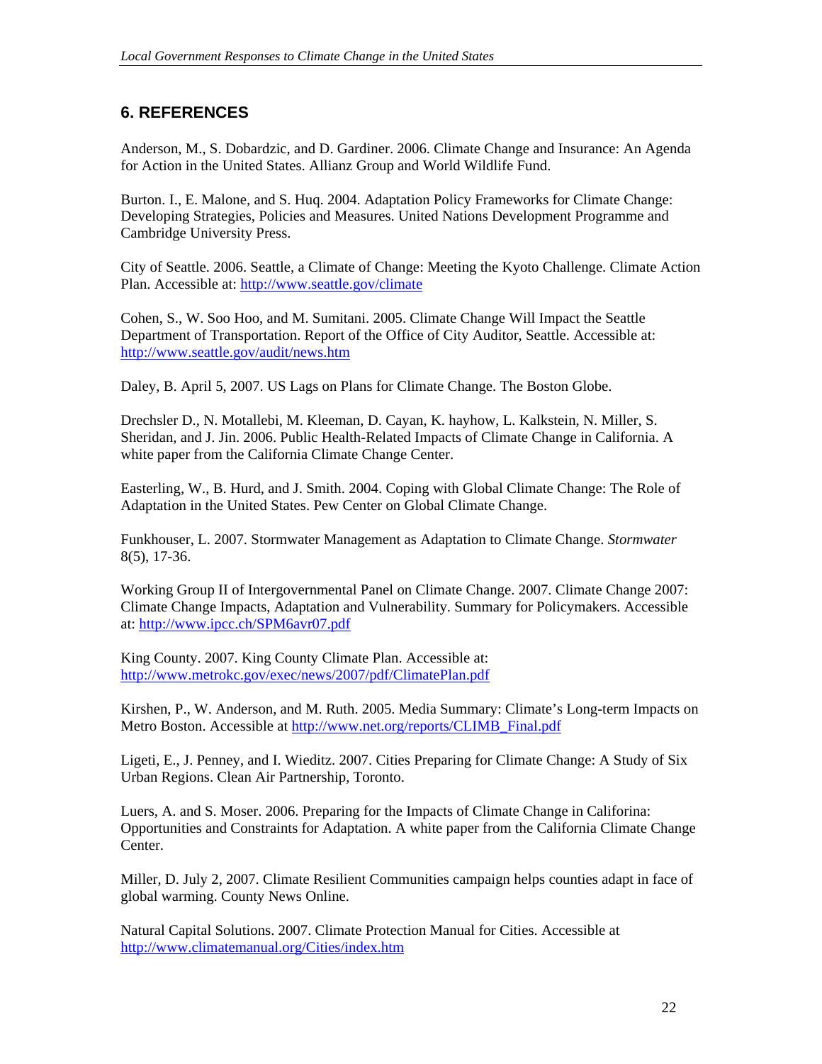## 6. REFERENCES

Anderson, M., S. Dobardzic, and D. Gardiner. 2006. Climate Change and Insurance: An Agenda for Action in the United States. Allianz Group and World Wildlife Fund.

Burton. I., E. Malone, and S. Huq. 2004. Adaptation Policy Frameworks for Climate Change: Developing Strategies, Policies and Measures. United Nations Development Programme and Cambridge University Press.

City of Seattle. 2006. Seattle, a Climate of Change: Meeting the Kyoto Challenge. Climate Action Plan. Accessible at: http://www.seattle.gov/climate

Cohen, S., W. Soo Hoo, and M. Sumitani. 2005. Climate Change Will Impact the Seattle Department of Transportation. Report of the Office of City Auditor, Seattle. Accessible at: http://www.seattle.gov/audit/news.htm

Daley, B. April 5, 2007. US Lags on Plans for Climate Change. The Boston Globe.

Drechsler D., N. Motallebi, M. Kleeman, D. Cayan, K. hayhow, L. Kalkstein, N. Miller, S. Sheridan, and J. Jin. 2006. Public Health-Related Impacts of Climate Change in California. A white paper from the California Climate Change Center.

Easterling, W., B. Hurd, and J. Smith. 2004. Coping with Global Climate Change: The Role of Adaptation in the United States. Pew Center on Global Climate Change.

Funkhouser, L. 2007. Stormwater Management as Adaptation to Climate Change. *Stormwater* 8(5), 17-36.

Working Group II of Intergovernmental Panel on Climate Change. 2007. Climate Change 2007: Climate Change Impacts, Adaptation and Vulnerability. Summary for Policymakers. Accessible at: http://www.ipcc.ch/SPM6avr07.pdf

King County. 2007. King County Climate Plan. Accessible at: http://www.metrokc.gov/exec/news/2007/pdf/ClimatePlan.pdf

Kirshen, P., W. Anderson, and M. Ruth. 2005. Media Summary: Climate's Long-term Impacts on Metro Boston. Accessible at http://www.net.org/reports/CLIMB_Final.pdf

Ligeti, E., J. Penney, and I. Wieditz. 2007. Cities Preparing for Climate Change: A Study of Six Urban Regions. Clean Air Partnership, Toronto.

Luers, A. and S. Moser. 2006. Preparing for the Impacts of Climate Change in Califorina: Opportunities and Constraints for Adaptation. A white paper from the California Climate Change Center.

Miller, D. July 2, 2007. Climate Resilient Communities campaign helps counties adapt in face of global warming. County News Online.

Natural Capital Solutions. 2007. Climate Protection Manual for Cities. Accessible at http://www.climatemanual.org/Cities/index.htm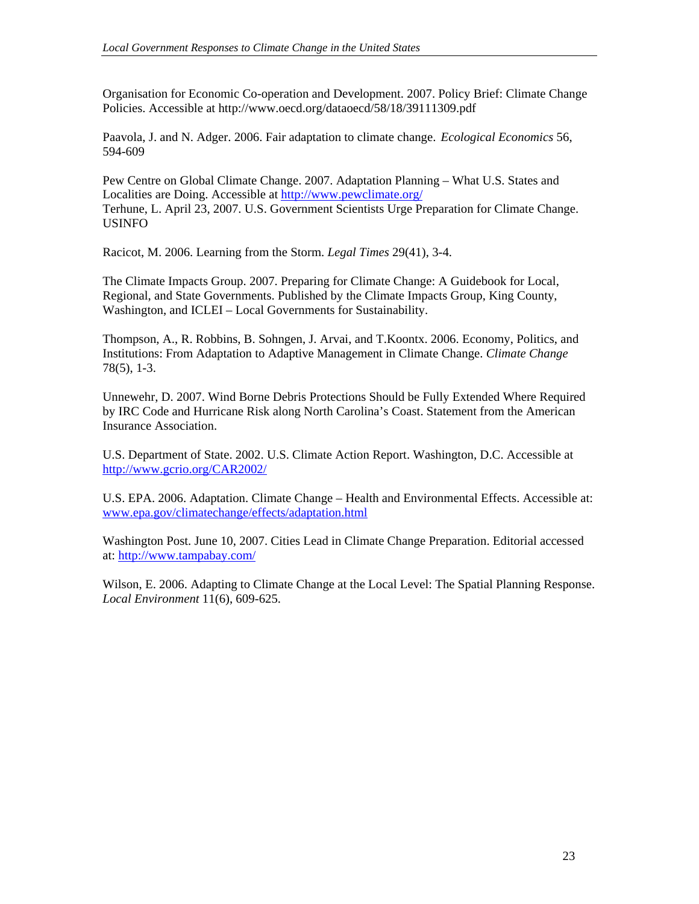Organisation for Economic Co-operation and Development. 2007. Policy Brief: Climate Change Policies. Accessible at http://www.oecd.org/dataoecd/58/18/39111309.pdf

Paavola, J. and N. Adger. 2006. Fair adaptation to climate change. *Ecological Economics* 56, 594-609

Pew Centre on Global Climate Change. 2007. Adaptation Planning – What U.S. States and Localities are Doing. Accessible at http://www.pewclimate.org/
Terhune, L. April 23, 2007. U.S. Government Scientists Urge Preparation for Climate Change. USINFO

Racicot, M. 2006. Learning from the Storm. *Legal Times* 29(41), 3-4.

The Climate Impacts Group. 2007. Preparing for Climate Change: A Guidebook for Local, Regional, and State Governments. Published by the Climate Impacts Group, King County, Washington, and ICLEI – Local Governments for Sustainability.

Thompson, A., R. Robbins, B. Sohngen, J. Arvai, and T.Koontx. 2006. Economy, Politics, and Institutions: From Adaptation to Adaptive Management in Climate Change. *Climate Change* 78(5), 1-3.

Unnewehr, D. 2007. Wind Borne Debris Protections Should be Fully Extended Where Required by IRC Code and Hurricane Risk along North Carolina's Coast. Statement from the American Insurance Association.

U.S. Department of State. 2002. U.S. Climate Action Report. Washington, D.C. Accessible at http://www.gcrio.org/CAR2002/

U.S. EPA. 2006. Adaptation. Climate Change – Health and Environmental Effects. Accessible at: www.epa.gov/climatechange/effects/adaptation.html

Washington Post. June 10, 2007. Cities Lead in Climate Change Preparation. Editorial accessed at: http://www.tampabay.com/

Wilson, E. 2006. Adapting to Climate Change at the Local Level: The Spatial Planning Response. *Local Environment* 11(6), 609-625.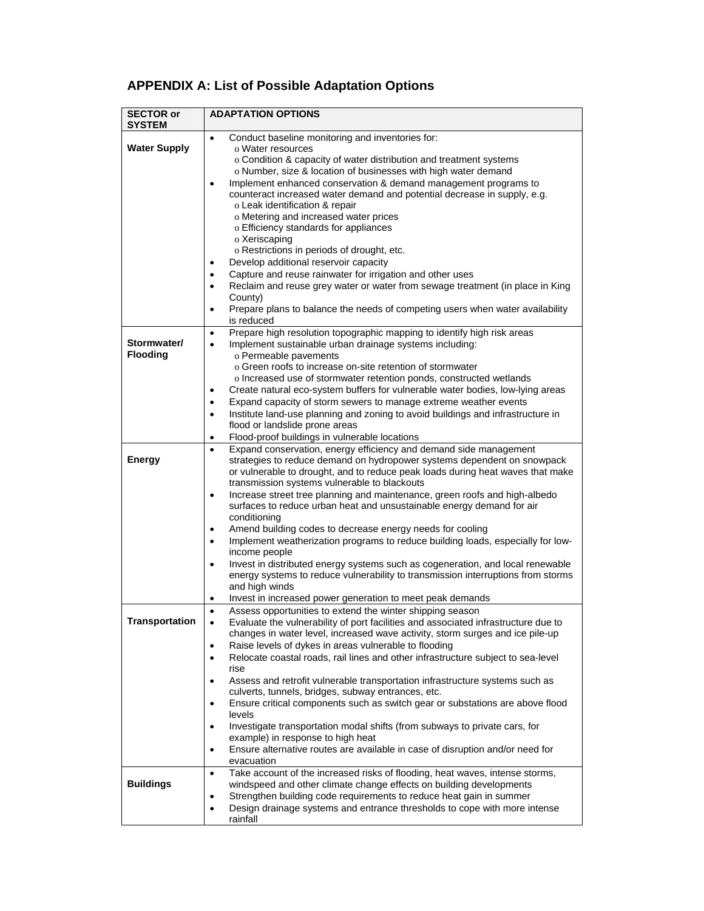## APPENDIX A: List of Possible Adaptation Options

| SECTOR or SYSTEM | ADAPTATION OPTIONS |
|---|---|
| **Water Supply** | • Conduct baseline monitoring and inventories for:<br>o Water resources<br>o Condition & capacity of water distribution and treatment systems<br>o Number, size & location of businesses with high water demand<br>• Implement enhanced conservation & demand management programs to counteract increased water demand and potential decrease in supply, e.g.<br>o Leak identification & repair<br>o Metering and increased water prices<br>o Efficiency standards for appliances<br>o Xeriscaping<br>o Restrictions in periods of drought, etc.<br>• Develop additional reservoir capacity<br>• Capture and reuse rainwater for irrigation and other uses<br>• Reclaim and reuse grey water or water from sewage treatment (in place in King County)<br>• Prepare plans to balance the needs of competing users when water availability is reduced |
| **Stormwater/ Flooding** | • Prepare high resolution topographic mapping to identify high risk areas<br>• Implement sustainable urban drainage systems including:<br>o Permeable pavements<br>o Green roofs to increase on-site retention of stormwater<br>o Increased use of stormwater retention ponds, constructed wetlands<br>• Create natural eco-system buffers for vulnerable water bodies, low-lying areas<br>• Expand capacity of storm sewers to manage extreme weather events<br>• Institute land-use planning and zoning to avoid buildings and infrastructure in flood or landslide prone areas<br>• Flood-proof buildings in vulnerable locations |
| **Energy** | • Expand conservation, energy efficiency and demand side management strategies to reduce demand on hydropower systems dependent on snowpack or vulnerable to drought, and to reduce peak loads during heat waves that make transmission systems vulnerable to blackouts<br>• Increase street tree planning and maintenance, green roofs and high-albedo surfaces to reduce urban heat and unsustainable energy demand for air conditioning<br>• Amend building codes to decrease energy needs for cooling<br>• Implement weatherization programs to reduce building loads, especially for low-income people<br>• Invest in distributed energy systems such as cogeneration, and local renewable energy systems to reduce vulnerability to transmission interruptions from storms and high winds<br>• Invest in increased power generation to meet peak demands |
| **Transportation** | • Assess opportunities to extend the winter shipping season<br>• Evaluate the vulnerability of port facilities and associated infrastructure due to changes in water level, increased wave activity, storm surges and ice pile-up<br>• Raise levels of dykes in areas vulnerable to flooding<br>• Relocate coastal roads, rail lines and other infrastructure subject to sea-level rise<br>• Assess and retrofit vulnerable transportation infrastructure systems such as culverts, tunnels, bridges, subway entrances, etc.<br>• Ensure critical components such as switch gear or substations are above flood levels<br>• Investigate transportation modal shifts (from subways to private cars, for example) in response to high heat<br>• Ensure alternative routes are available in case of disruption and/or need for evacuation |
| **Buildings** | • Take account of the increased risks of flooding, heat waves, intense storms, windspeed and other climate change effects on building developments<br>• Strengthen building code requirements to reduce heat gain in summer<br>• Design drainage systems and entrance thresholds to cope with more intense rainfall |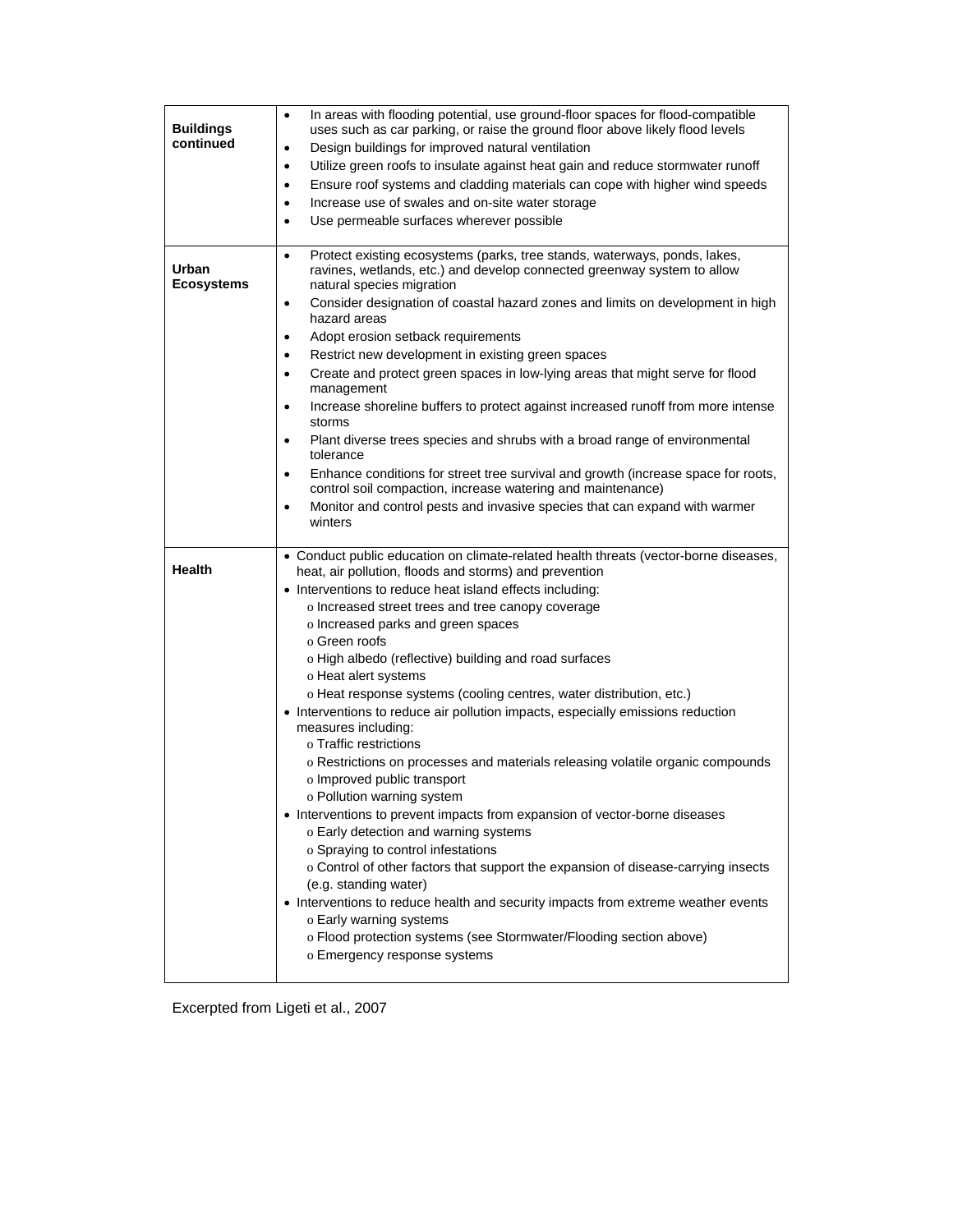| | |
|---|---|
| **Buildings continued** | • In areas with flooding potential, use ground-floor spaces for flood-compatible uses such as car parking, or raise the ground floor above likely flood levels<br>• Design buildings for improved natural ventilation<br>• Utilize green roofs to insulate against heat gain and reduce stormwater runoff<br>• Ensure roof systems and cladding materials can cope with higher wind speeds<br>• Increase use of swales and on-site water storage<br>• Use permeable surfaces wherever possible |
| **Urban Ecosystems** | • Protect existing ecosystems (parks, tree stands, waterways, ponds, lakes, ravines, wetlands, etc.) and develop connected greenway system to allow natural species migration<br>• Consider designation of coastal hazard zones and limits on development in high hazard areas<br>• Adopt erosion setback requirements<br>• Restrict new development in existing green spaces<br>• Create and protect green spaces in low-lying areas that might serve for flood management<br>• Increase shoreline buffers to protect against increased runoff from more intense storms<br>• Plant diverse trees species and shrubs with a broad range of environmental tolerance<br>• Enhance conditions for street tree survival and growth (increase space for roots, control soil compaction, increase watering and maintenance)<br>• Monitor and control pests and invasive species that can expand with warmer winters |
| **Health** | • Conduct public education on climate-related health threats (vector-borne diseases, heat, air pollution, floods and storms) and prevention<br>• Interventions to reduce heat island effects including:<br>o Increased street trees and tree canopy coverage<br>o Increased parks and green spaces<br>o Green roofs<br>o High albedo (reflective) building and road surfaces<br>o Heat alert systems<br>o Heat response systems (cooling centres, water distribution, etc.)<br>• Interventions to reduce air pollution impacts, especially emissions reduction measures including:<br>o Traffic restrictions<br>o Restrictions on processes and materials releasing volatile organic compounds<br>o Improved public transport<br>o Pollution warning system<br>• Interventions to prevent impacts from expansion of vector-borne diseases<br>o Early detection and warning systems<br>o Spraying to control infestations<br>o Control of other factors that support the expansion of disease-carrying insects (e.g. standing water)<br>• Interventions to reduce health and security impacts from extreme weather events<br>o Early warning systems<br>o Flood protection systems (see Stormwater/Flooding section above)<br>o Emergency response systems |

Excerpted from Ligeti et al., 2007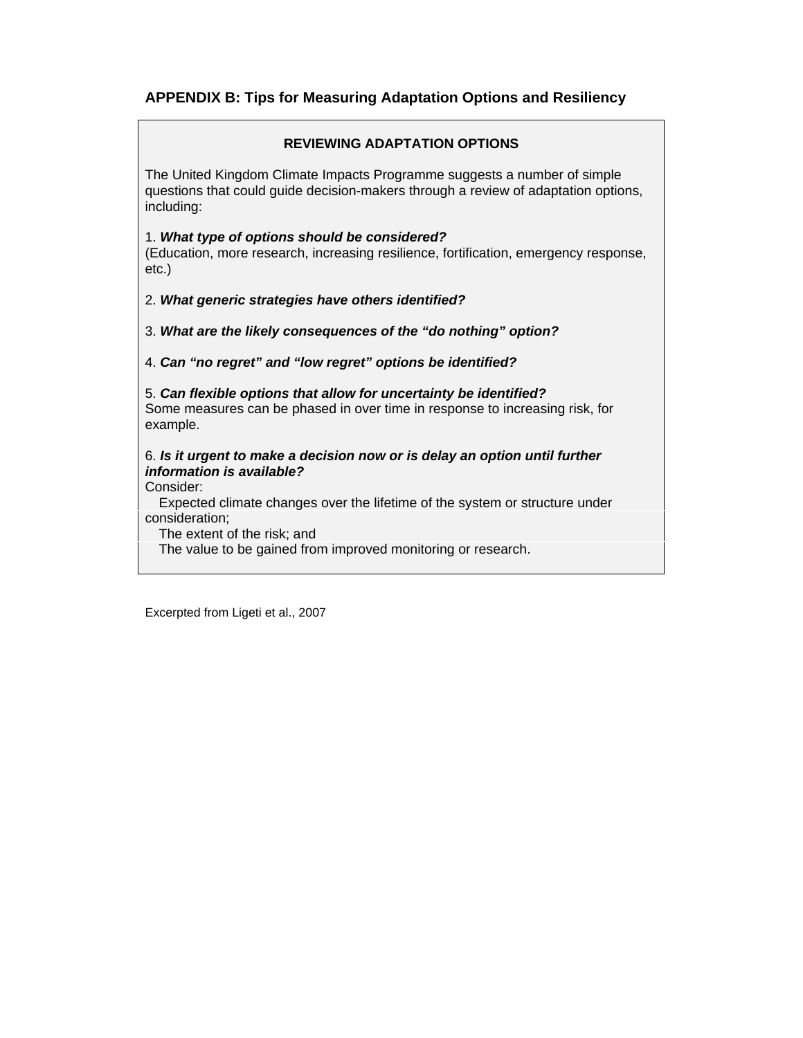## APPENDIX B: Tips for Measuring Adaptation Options and Resiliency

### REVIEWING ADAPTATION OPTIONS

The United Kingdom Climate Impacts Programme suggests a number of simple questions that could guide decision-makers through a review of adaptation options, including:

1. ***What type of options should be considered?***
(Education, more research, increasing resilience, fortification, emergency response, etc.)

2. ***What generic strategies have others identified?***

3. ***What are the likely consequences of the "do nothing" option?***

4. ***Can "no regret" and "low regret" options be identified?***

5. ***Can flexible options that allow for uncertainty be identified?***
Some measures can be phased in over time in response to increasing risk, for example.

6. ***Is it urgent to make a decision now or is delay an option until further information is available?***
Consider:

- Expected climate changes over the lifetime of the system or structure under consideration;
- The extent of the risk; and
- The value to be gained from improved monitoring or research.

Excerpted from Ligeti et al., 2007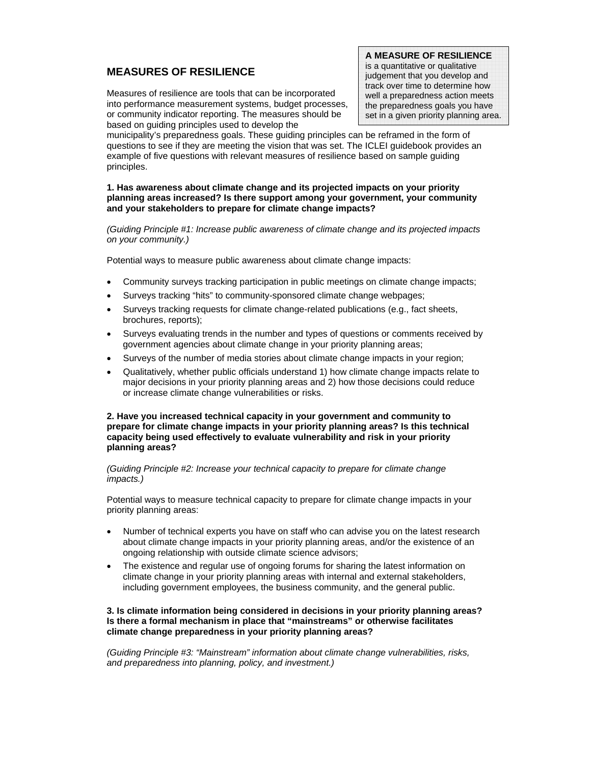## MEASURES OF RESILIENCE

> **A MEASURE OF RESILIENCE** is a quantitative or qualitative judgement that you develop and track over time to determine how well a preparedness action meets the preparedness goals you have set in a given priority planning area.

Measures of resilience are tools that can be incorporated into performance measurement systems, budget processes, or community indicator reporting. The measures should be based on guiding principles used to develop the municipality's preparedness goals. These guiding principles can be reframed in the form of questions to see if they are meeting the vision that was set. The ICLEI guidebook provides an example of five questions with relevant measures of resilience based on sample guiding principles.

**1. Has awareness about climate change and its projected impacts on your priority planning areas increased? Is there support among your government, your community and your stakeholders to prepare for climate change impacts?**

*(Guiding Principle #1: Increase public awareness of climate change and its projected impacts on your community.)*

Potential ways to measure public awareness about climate change impacts:

- Community surveys tracking participation in public meetings on climate change impacts;
- Surveys tracking "hits" to community-sponsored climate change webpages;
- Surveys tracking requests for climate change-related publications (e.g., fact sheets, brochures, reports);
- Surveys evaluating trends in the number and types of questions or comments received by government agencies about climate change in your priority planning areas;
- Surveys of the number of media stories about climate change impacts in your region;
- Qualitatively, whether public officials understand 1) how climate change impacts relate to major decisions in your priority planning areas and 2) how those decisions could reduce or increase climate change vulnerabilities or risks.

**2. Have you increased technical capacity in your government and community to prepare for climate change impacts in your priority planning areas? Is this technical capacity being used effectively to evaluate vulnerability and risk in your priority planning areas?**

*(Guiding Principle #2: Increase your technical capacity to prepare for climate change impacts.)*

Potential ways to measure technical capacity to prepare for climate change impacts in your priority planning areas:

- Number of technical experts you have on staff who can advise you on the latest research about climate change impacts in your priority planning areas, and/or the existence of an ongoing relationship with outside climate science advisors;
- The existence and regular use of ongoing forums for sharing the latest information on climate change in your priority planning areas with internal and external stakeholders, including government employees, the business community, and the general public.

**3. Is climate information being considered in decisions in your priority planning areas? Is there a formal mechanism in place that "mainstreams" or otherwise facilitates climate change preparedness in your priority planning areas?**

*(Guiding Principle #3: "Mainstream" information about climate change vulnerabilities, risks, and preparedness into planning, policy, and investment.)*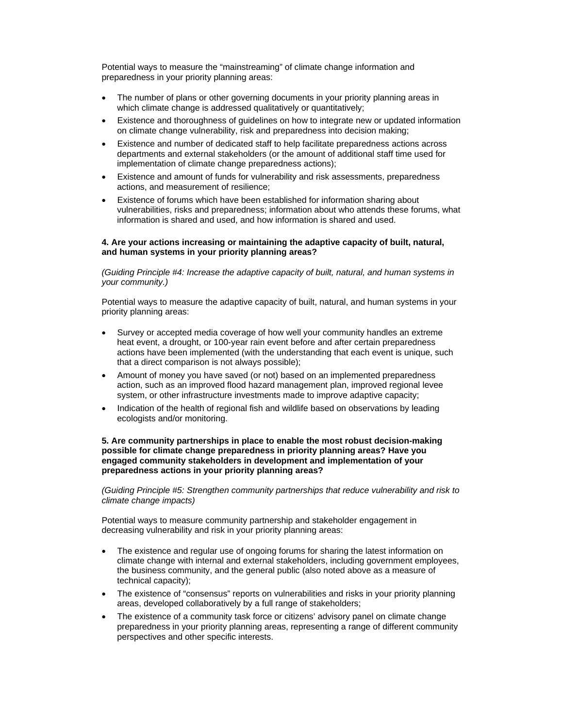Potential ways to measure the "mainstreaming" of climate change information and preparedness in your priority planning areas:

- The number of plans or other governing documents in your priority planning areas in which climate change is addressed qualitatively or quantitatively;
- Existence and thoroughness of guidelines on how to integrate new or updated information on climate change vulnerability, risk and preparedness into decision making;
- Existence and number of dedicated staff to help facilitate preparedness actions across departments and external stakeholders (or the amount of additional staff time used for implementation of climate change preparedness actions);
- Existence and amount of funds for vulnerability and risk assessments, preparedness actions, and measurement of resilience;
- Existence of forums which have been established for information sharing about vulnerabilities, risks and preparedness; information about who attends these forums, what information is shared and used, and how information is shared and used.

**4. Are your actions increasing or maintaining the adaptive capacity of built, natural, and human systems in your priority planning areas?**

*(Guiding Principle #4: Increase the adaptive capacity of built, natural, and human systems in your community.)*

Potential ways to measure the adaptive capacity of built, natural, and human systems in your priority planning areas:

- Survey or accepted media coverage of how well your community handles an extreme heat event, a drought, or 100-year rain event before and after certain preparedness actions have been implemented (with the understanding that each event is unique, such that a direct comparison is not always possible);
- Amount of money you have saved (or not) based on an implemented preparedness action, such as an improved flood hazard management plan, improved regional levee system, or other infrastructure investments made to improve adaptive capacity;
- Indication of the health of regional fish and wildlife based on observations by leading ecologists and/or monitoring.

**5. Are community partnerships in place to enable the most robust decision-making possible for climate change preparedness in priority planning areas? Have you engaged community stakeholders in development and implementation of your preparedness actions in your priority planning areas?**

*(Guiding Principle #5: Strengthen community partnerships that reduce vulnerability and risk to climate change impacts)*

Potential ways to measure community partnership and stakeholder engagement in decreasing vulnerability and risk in your priority planning areas:

- The existence and regular use of ongoing forums for sharing the latest information on climate change with internal and external stakeholders, including government employees, the business community, and the general public (also noted above as a measure of technical capacity);
- The existence of "consensus" reports on vulnerabilities and risks in your priority planning areas, developed collaboratively by a full range of stakeholders;
- The existence of a community task force or citizens' advisory panel on climate change preparedness in your priority planning areas, representing a range of different community perspectives and other specific interests.